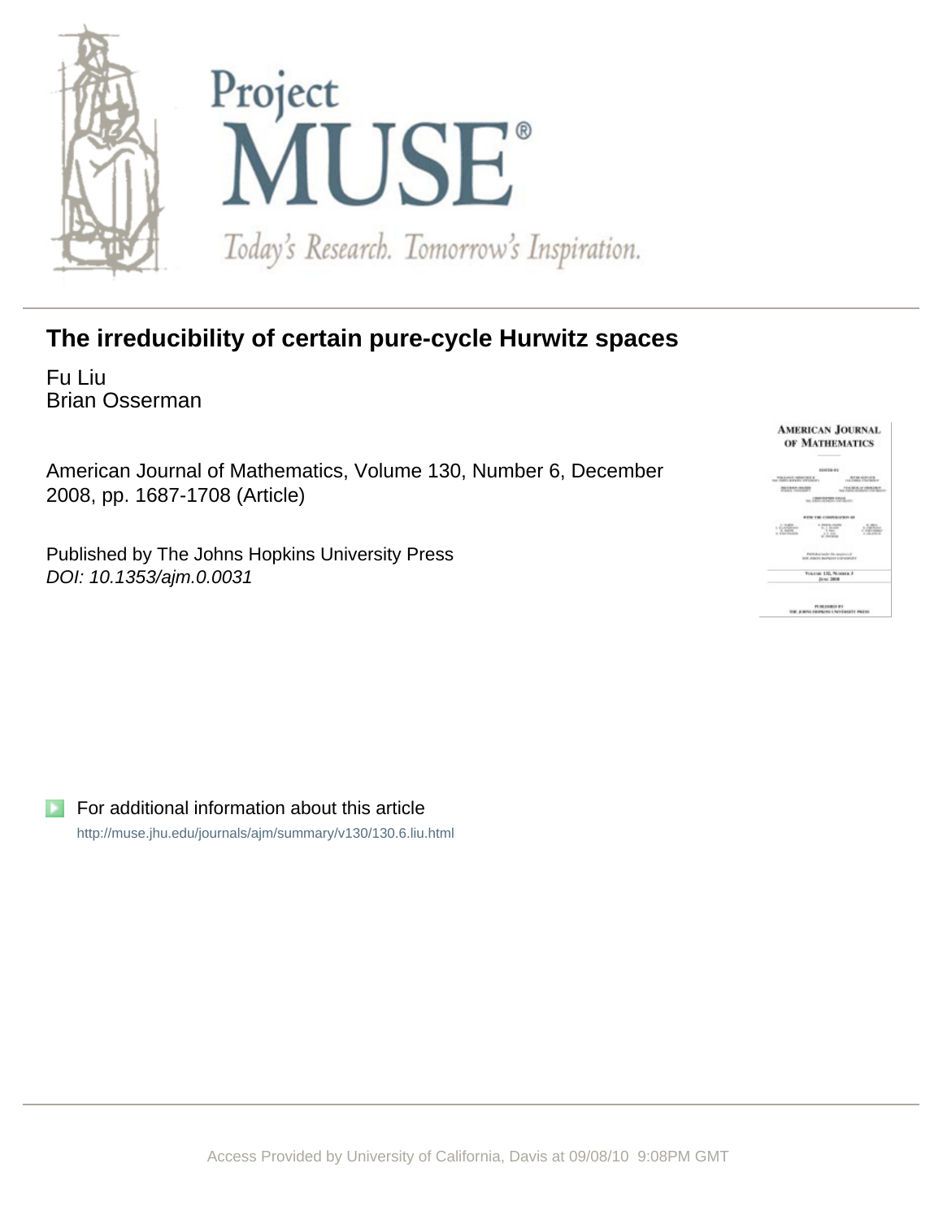# The irreducibility of certain pure-cycle Hurwitz spaces

Fu Liu
Brian Osserman

American Journal of Mathematics, Volume 130, Number 6, December 2008, pp. 1687-1708 (Article)

Published by The Johns Hopkins University Press
*DOI: 10.1353/ajm.0.0031*

For additional information about this article

http://muse.jhu.edu/journals/ajm/summary/v130/130.6.liu.html

Access Provided by University of California, Davis at 09/08/10 9:08PM GMT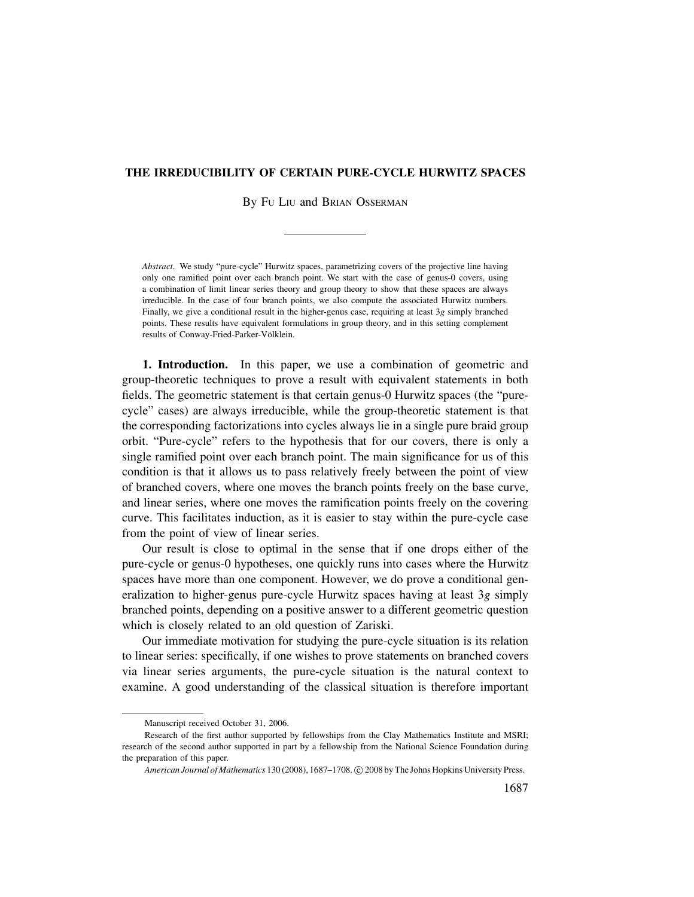# THE IRREDUCIBILITY OF CERTAIN PURE-CYCLE HURWITZ SPACES

By Fu Liu and Brian Osserman

*Abstract*. We study "pure-cycle" Hurwitz spaces, parametrizing covers of the projective line having only one ramified point over each branch point. We start with the case of genus-0 covers, using a combination of limit linear series theory and group theory to show that these spaces are always irreducible. In the case of four branch points, we also compute the associated Hurwitz numbers. Finally, we give a conditional result in the higher-genus case, requiring at least $3g$ simply branched points. These results have equivalent formulations in group theory, and in this setting complement results of Conway-Fried-Parker-Völklein.

**1. Introduction.** In this paper, we use a combination of geometric and group-theoretic techniques to prove a result with equivalent statements in both fields. The geometric statement is that certain genus-0 Hurwitz spaces (the "pure-cycle" cases) are always irreducible, while the group-theoretic statement is that the corresponding factorizations into cycles always lie in a single pure braid group orbit. "Pure-cycle" refers to the hypothesis that for our covers, there is only a single ramified point over each branch point. The main significance for us of this condition is that it allows us to pass relatively freely between the point of view of branched covers, where one moves the branch points freely on the base curve, and linear series, where one moves the ramification points freely on the covering curve. This facilitates induction, as it is easier to stay within the pure-cycle case from the point of view of linear series.

Our result is close to optimal in the sense that if one drops either of the pure-cycle or genus-0 hypotheses, one quickly runs into cases where the Hurwitz spaces have more than one component. However, we do prove a conditional generalization to higher-genus pure-cycle Hurwitz spaces having at least $3g$ simply branched points, depending on a positive answer to a different geometric question which is closely related to an old question of Zariski.

Our immediate motivation for studying the pure-cycle situation is its relation to linear series: specifically, if one wishes to prove statements on branched covers via linear series arguments, the pure-cycle situation is the natural context to examine. A good understanding of the classical situation is therefore important

Manuscript received October 31, 2006.

Research of the first author supported by fellowships from the Clay Mathematics Institute and MSRI; research of the second author supported in part by a fellowship from the National Science Foundation during the preparation of this paper.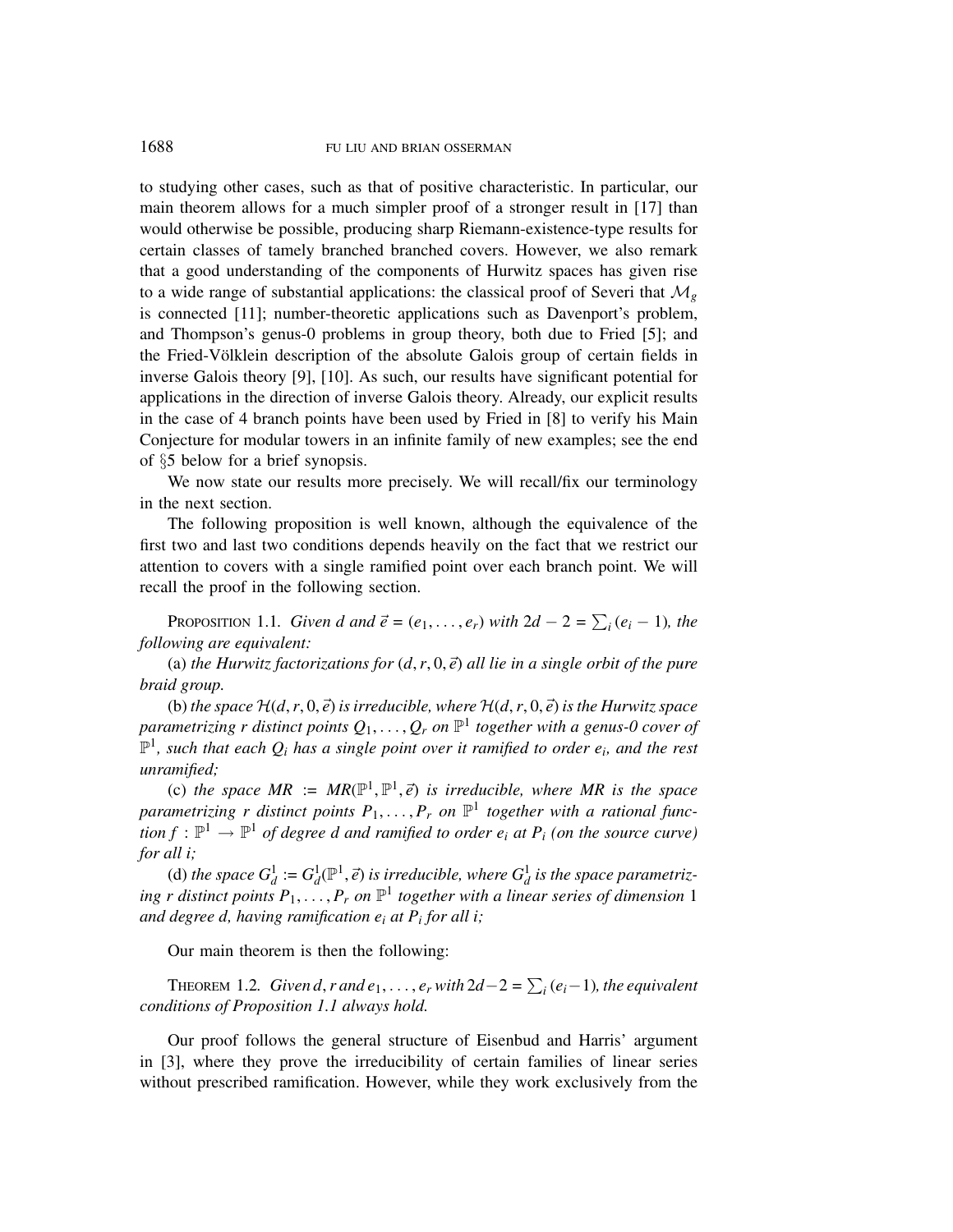to studying other cases, such as that of positive characteristic. In particular, our main theorem allows for a much simpler proof of a stronger result in [17] than would otherwise be possible, producing sharp Riemann-existence-type results for certain classes of tamely branched branched covers. However, we also remark that a good understanding of the components of Hurwitz spaces has given rise to a wide range of substantial applications: the classical proof of Severi that $\mathcal{M}_g$ is connected [11]; number-theoretic applications such as Davenport's problem, and Thompson's genus-0 problems in group theory, both due to Fried [5]; and the Fried-Völklein description of the absolute Galois group of certain fields in inverse Galois theory [9], [10]. As such, our results have significant potential for applications in the direction of inverse Galois theory. Already, our explicit results in the case of 4 branch points have been used by Fried in [8] to verify his Main Conjecture for modular towers in an infinite family of new examples; see the end of §5 below for a brief synopsis.

We now state our results more precisely. We will recall/fix our terminology in the next section.

The following proposition is well known, although the equivalence of the first two and last two conditions depends heavily on the fact that we restrict our attention to covers with a single ramified point over each branch point. We will recall the proof in the following section.

PROPOSITION 1.1. *Given $d$ and $\vec{e} = (e_1, \dots, e_r)$ with $2d - 2 = \sum_i (e_i - 1)$, the following are equivalent:*

(a) *the Hurwitz factorizations for $(d, r, 0, \vec{e})$ all lie in a single orbit of the pure braid group.*

(b) *the space $\mathcal{H}(d, r, 0, \vec{e})$ is irreducible, where $\mathcal{H}(d, r, 0, \vec{e})$ is the Hurwitz space parametrizing $r$ distinct points $Q_1, \dots, Q_r$ on $\mathbb{P}^1$ together with a genus-0 cover of $\mathbb{P}^1$, such that each $Q_i$ has a single point over it ramified to order $e_i$, and the rest unramified;*

(c) *the space $MR := MR(\mathbb{P}^1, \mathbb{P}^1, \vec{e})$ is irreducible, where $MR$ is the space parametrizing $r$ distinct points $P_1, \dots, P_r$ on $\mathbb{P}^1$ together with a rational function $f : \mathbb{P}^1 \to \mathbb{P}^1$ of degree $d$ and ramified to order $e_i$ at $P_i$ (on the source curve) for all $i$;*

(d) *the space $G^1_d := G^1_d(\mathbb{P}^1, \vec{e})$ is irreducible, where $G^1_d$ is the space parametrizing $r$ distinct points $P_1, \dots, P_r$ on $\mathbb{P}^1$ together with a linear series of dimension 1 and degree $d$, having ramification $e_i$ at $P_i$ for all $i$;*

Our main theorem is then the following:

THEOREM 1.2. *Given $d$, $r$ and $e_1, \dots, e_r$ with $2d - 2 = \sum_i (e_i - 1)$, the equivalent conditions of Proposition 1.1 always hold.*

Our proof follows the general structure of Eisenbud and Harris' argument in [3], where they prove the irreducibility of certain families of linear series without prescribed ramification. However, while they work exclusively from the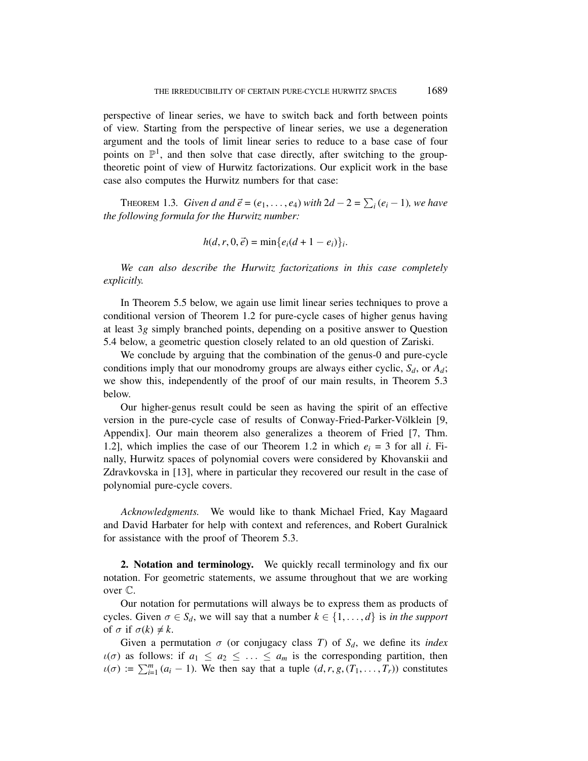perspective of linear series, we have to switch back and forth between points of view. Starting from the perspective of linear series, we use a degeneration argument and the tools of limit linear series to reduce to a base case of four points on $\mathbb{P}^1$, and then solve that case directly, after switching to the group-theoretic point of view of Hurwitz factorizations. Our explicit work in the base case also computes the Hurwitz numbers for that case:

THEOREM 1.3. *Given $d$ and $\vec{e} = (e_1, \ldots, e_4)$ with $2d - 2 = \sum_i (e_i - 1)$, we have the following formula for the Hurwitz number:*

$$h(d, r, 0, \vec{e}) = \min\{e_i(d + 1 - e_i)\}_i.$$

*We can also describe the Hurwitz factorizations in this case completely explicitly.*

In Theorem 5.5 below, we again use limit linear series techniques to prove a conditional version of Theorem 1.2 for pure-cycle cases of higher genus having at least $3g$ simply branched points, depending on a positive answer to Question 5.4 below, a geometric question closely related to an old question of Zariski.

We conclude by arguing that the combination of the genus-0 and pure-cycle conditions imply that our monodromy groups are always either cyclic, $S_d$, or $A_d$; we show this, independently of the proof of our main results, in Theorem 5.3 below.

Our higher-genus result could be seen as having the spirit of an effective version in the pure-cycle case of results of Conway-Fried-Parker-Völklein [9, Appendix]. Our main theorem also generalizes a theorem of Fried [7, Thm. 1.2], which implies the case of our Theorem 1.2 in which $e_i = 3$ for all $i$. Finally, Hurwitz spaces of polynomial covers were considered by Khovanskii and Zdravkovska in [13], where in particular they recovered our result in the case of polynomial pure-cycle covers.

*Acknowledgments.* We would like to thank Michael Fried, Kay Magaard and David Harbater for help with context and references, and Robert Guralnick for assistance with the proof of Theorem 5.3.

## 2. Notation and terminology.

We quickly recall terminology and fix our notation. For geometric statements, we assume throughout that we are working over $\mathbb{C}$.

Our notation for permutations will always be to express them as products of cycles. Given $\sigma \in S_d$, we will say that a number $k \in \{1, \ldots, d\}$ is *in the support* of $\sigma$ if $\sigma(k) \neq k$.

Given a permutation $\sigma$ (or conjugacy class $T$) of $S_d$, we define its *index* $\iota(\sigma)$ as follows: if $a_1 \leq a_2 \leq \ldots \leq a_m$ is the corresponding partition, then $\iota(\sigma) := \sum_{i=1}^{m} (a_i - 1)$. We then say that a tuple $(d, r, g, (T_1, \ldots, T_r))$ constitutes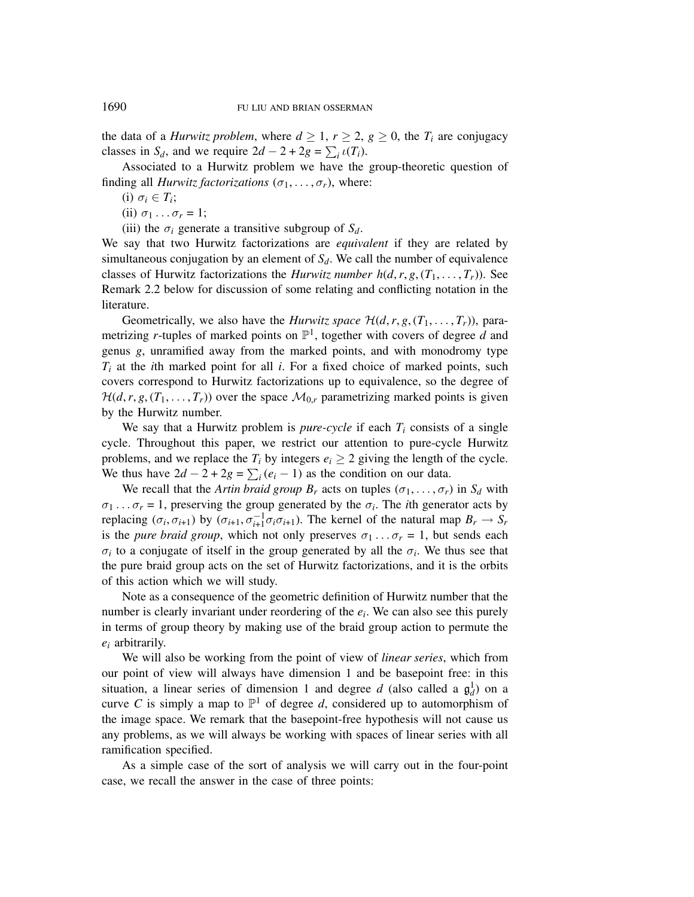the data of a *Hurwitz problem*, where $d \geq 1$, $r \geq 2$, $g \geq 0$, the $T_i$ are conjugacy classes in $S_d$, and we require $2d - 2 + 2g = \sum_i \iota(T_i)$.

Associated to a Hurwitz problem we have the group-theoretic question of finding all *Hurwitz factorizations* $(\sigma_1, \dots, \sigma_r)$, where:

(i) $\sigma_i \in T_i$;

(ii) $\sigma_1 \dots \sigma_r = 1$;

(iii) the $\sigma_i$ generate a transitive subgroup of $S_d$.

We say that two Hurwitz factorizations are *equivalent* if they are related by simultaneous conjugation by an element of $S_d$. We call the number of equivalence classes of Hurwitz factorizations the *Hurwitz number* $h(d, r, g, (T_1, \dots, T_r))$. See Remark 2.2 below for discussion of some relating and conflicting notation in the literature.

Geometrically, we also have the *Hurwitz space* $\mathcal{H}(d, r, g, (T_1, \dots, T_r))$, parametrizing $r$-tuples of marked points on $\mathbb{P}^1$, together with covers of degree $d$ and genus $g$, unramified away from the marked points, and with monodromy type $T_i$ at the $i$th marked point for all $i$. For a fixed choice of marked points, such covers correspond to Hurwitz factorizations up to equivalence, so the degree of $\mathcal{H}(d, r, g, (T_1, \dots, T_r))$ over the space $\mathcal{M}_{0,r}$ parametrizing marked points is given by the Hurwitz number.

We say that a Hurwitz problem is *pure-cycle* if each $T_i$ consists of a single cycle. Throughout this paper, we restrict our attention to pure-cycle Hurwitz problems, and we replace the $T_i$ by integers $e_i \geq 2$ giving the length of the cycle. We thus have $2d - 2 + 2g = \sum_i (e_i - 1)$ as the condition on our data.

We recall that the *Artin braid group* $B_r$ acts on tuples $(\sigma_1, \dots, \sigma_r)$ in $S_d$ with $\sigma_1 \dots \sigma_r = 1$, preserving the group generated by the $\sigma_i$. The $i$th generator acts by replacing $(\sigma_i, \sigma_{i+1})$ by $(\sigma_{i+1}, \sigma_{i+1}^{-1}\sigma_i\sigma_{i+1})$. The kernel of the natural map $B_r \to S_r$ is the *pure braid group*, which not only preserves $\sigma_1 \dots \sigma_r = 1$, but sends each $\sigma_i$ to a conjugate of itself in the group generated by all the $\sigma_i$. We thus see that the pure braid group acts on the set of Hurwitz factorizations, and it is the orbits of this action which we will study.

Note as a consequence of the geometric definition of Hurwitz number that the number is clearly invariant under reordering of the $e_i$. We can also see this purely in terms of group theory by making use of the braid group action to permute the $e_i$ arbitrarily.

We will also be working from the point of view of *linear series*, which from our point of view will always have dimension 1 and be basepoint free: in this situation, a linear series of dimension 1 and degree $d$ (also called a $\mathfrak{g}^1_d$) on a curve $C$ is simply a map to $\mathbb{P}^1$ of degree $d$, considered up to automorphism of the image space. We remark that the basepoint-free hypothesis will not cause us any problems, as we will always be working with spaces of linear series with all ramification specified.

As a simple case of the sort of analysis we will carry out in the four-point case, we recall the answer in the case of three points: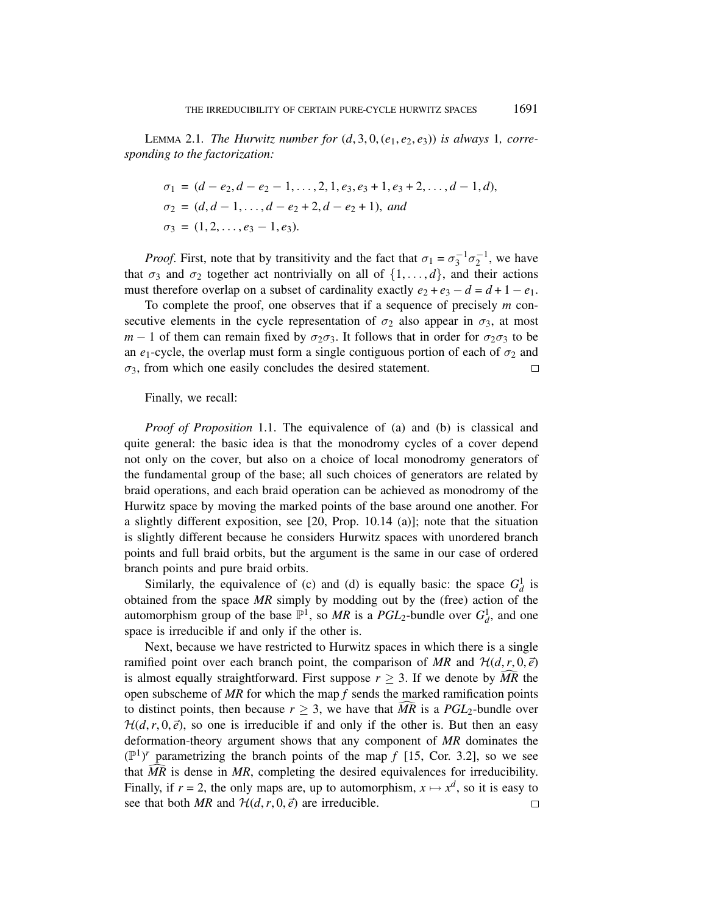LEMMA 2.1. *The Hurwitz number for $(d, 3, 0, (e_1, e_2, e_3))$ is always* 1*, corresponding to the factorization:*

$$\begin{aligned}
\sigma_1 &= (d - e_2, d - e_2 - 1, \dots, 2, 1, e_3, e_3 + 1, e_3 + 2, \dots, d - 1, d),\\
\sigma_2 &= (d, d - 1, \dots, d - e_2 + 2, d - e_2 + 1), \text{ and}\\
\sigma_3 &= (1, 2, \dots, e_3 - 1, e_3).
\end{aligned}$$

*Proof*. First, note that by transitivity and the fact that $\sigma_1 = \sigma_3^{-1}\sigma_2^{-1}$, we have that $\sigma_3$ and $\sigma_2$ together act nontrivially on all of $\{1, \dots, d\}$, and their actions must therefore overlap on a subset of cardinality exactly $e_2 + e_3 - d = d + 1 - e_1$.

To complete the proof, one observes that if a sequence of precisely $m$ consecutive elements in the cycle representation of $\sigma_2$ also appear in $\sigma_3$, at most $m - 1$ of them can remain fixed by $\sigma_2\sigma_3$. It follows that in order for $\sigma_2\sigma_3$ to be an $e_1$-cycle, the overlap must form a single contiguous portion of each of $\sigma_2$ and $\sigma_3$, from which one easily concludes the desired statement. □

Finally, we recall:

*Proof of Proposition* 1.1. The equivalence of (a) and (b) is classical and quite general: the basic idea is that the monodromy cycles of a cover depend not only on the cover, but also on a choice of local monodromy generators of the fundamental group of the base; all such choices of generators are related by braid operations, and each braid operation can be achieved as monodromy of the Hurwitz space by moving the marked points of the base around one another. For a slightly different exposition, see [20, Prop. 10.14 (a)]; note that the situation is slightly different because he considers Hurwitz spaces with unordered branch points and full braid orbits, but the argument is the same in our case of ordered branch points and pure braid orbits.

Similarly, the equivalence of (c) and (d) is equally basic: the space $G^1_d$ is obtained from the space *MR* simply by modding out by the (free) action of the automorphism group of the base $\mathbb{P}^1$, so *MR* is a $PGL_2$-bundle over $G^1_d$, and one space is irreducible if and only if the other is.

Next, because we have restricted to Hurwitz spaces in which there is a single ramified point over each branch point, the comparison of *MR* and $\mathcal{H}(d, r, 0, \vec{e})$ is almost equally straightforward. First suppose $r \geq 3$. If we denote by $\widehat{MR}$ the open subscheme of *MR* for which the map $f$ sends the marked ramification points to distinct points, then because $r \geq 3$, we have that $\widehat{MR}$ is a $PGL_2$-bundle over $\mathcal{H}(d, r, 0, \vec{e})$, so one is irreducible if and only if the other is. But then an easy deformation-theory argument shows that any component of *MR* dominates the $(\mathbb{P}^1)^r$ parametrizing the branch points of the map $f$ [15, Cor. 3.2], so we see that $\widehat{MR}$ is dense in *MR*, completing the desired equivalences for irreducibility. Finally, if $r = 2$, the only maps are, up to automorphism, $x \mapsto x^d$, so it is easy to see that both *MR* and $\mathcal{H}(d, r, 0, \vec{e})$ are irreducible. □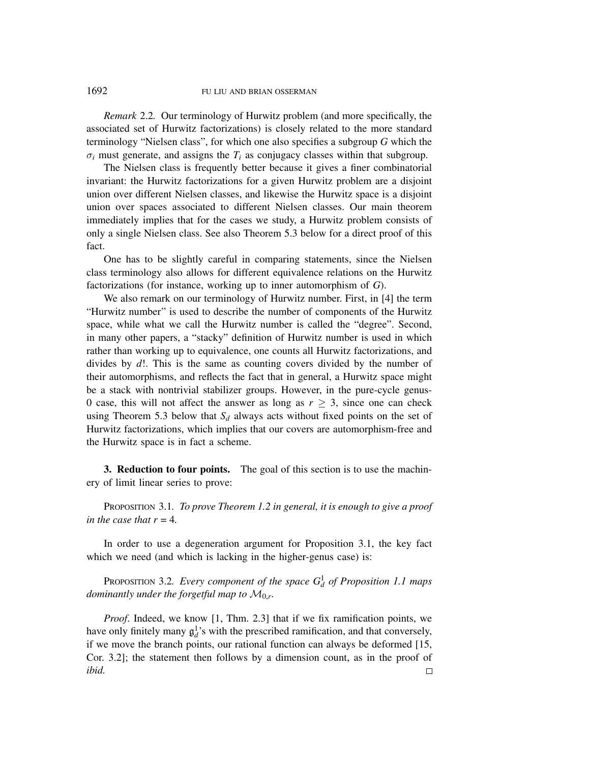*Remark* 2.2. Our terminology of Hurwitz problem (and more specifically, the associated set of Hurwitz factorizations) is closely related to the more standard terminology "Nielsen class", for which one also specifies a subgroup $G$ which the $\sigma_i$ must generate, and assigns the $T_i$ as conjugacy classes within that subgroup.

The Nielsen class is frequently better because it gives a finer combinatorial invariant: the Hurwitz factorizations for a given Hurwitz problem are a disjoint union over different Nielsen classes, and likewise the Hurwitz space is a disjoint union over spaces associated to different Nielsen classes. Our main theorem immediately implies that for the cases we study, a Hurwitz problem consists of only a single Nielsen class. See also Theorem 5.3 below for a direct proof of this fact.

One has to be slightly careful in comparing statements, since the Nielsen class terminology also allows for different equivalence relations on the Hurwitz factorizations (for instance, working up to inner automorphism of $G$).

We also remark on our terminology of Hurwitz number. First, in [4] the term "Hurwitz number" is used to describe the number of components of the Hurwitz space, while what we call the Hurwitz number is called the "degree". Second, in many other papers, a "stacky" definition of Hurwitz number is used in which rather than working up to equivalence, one counts all Hurwitz factorizations, and divides by $d!$. This is the same as counting covers divided by the number of their automorphisms, and reflects the fact that in general, a Hurwitz space might be a stack with nontrivial stabilizer groups. However, in the pure-cycle genus-0 case, this will not affect the answer as long as $r \geq 3$, since one can check using Theorem 5.3 below that $S_d$ always acts without fixed points on the set of Hurwitz factorizations, which implies that our covers are automorphism-free and the Hurwitz space is in fact a scheme.

**3. Reduction to four points.** The goal of this section is to use the machinery of limit linear series to prove:

PROPOSITION 3.1. *To prove Theorem 1.2 in general, it is enough to give a proof in the case that $r = 4$.*

In order to use a degeneration argument for Proposition 3.1, the key fact which we need (and which is lacking in the higher-genus case) is:

PROPOSITION 3.2. *Every component of the space $G^1_d$ of Proposition 1.1 maps dominantly under the forgetful map to $\mathcal{M}_{0,r}$.*

*Proof*. Indeed, we know [1, Thm. 2.3] that if we fix ramification points, we have only finitely many $\mathfrak{g}^1_d$'s with the prescribed ramification, and that conversely, if we move the branch points, our rational function can always be deformed [15, Cor. 3.2]; the statement then follows by a dimension count, as in the proof of *ibid.* ∎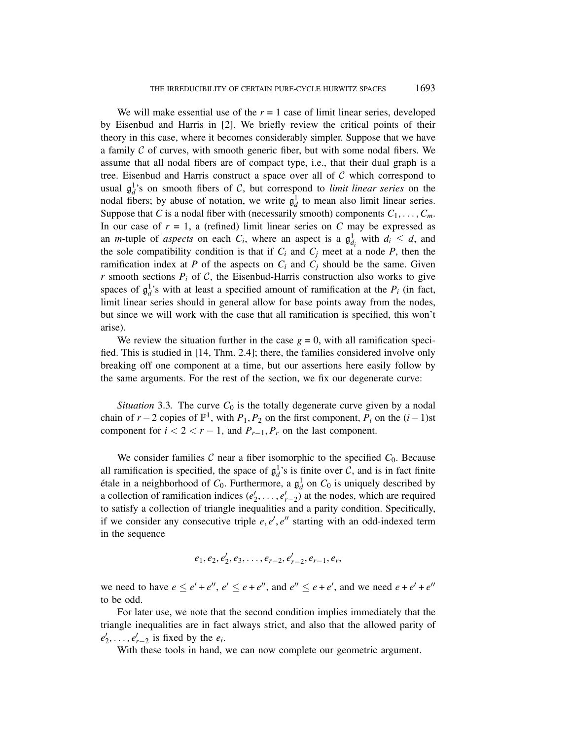We will make essential use of the $r = 1$ case of limit linear series, developed by Eisenbud and Harris in [2]. We briefly review the critical points of their theory in this case, where it becomes considerably simpler. Suppose that we have a family $\mathcal{C}$ of curves, with smooth generic fiber, but with some nodal fibers. We assume that all nodal fibers are of compact type, i.e., that their dual graph is a tree. Eisenbud and Harris construct a space over all of $\mathcal{C}$ which correspond to usual $\mathfrak{g}^1_d$'s on smooth fibers of $\mathcal{C}$, but correspond to *limit linear series* on the nodal fibers; by abuse of notation, we write $\mathfrak{g}^1_d$ to mean also limit linear series. Suppose that $C$ is a nodal fiber with (necessarily smooth) components $C_1, \ldots, C_m$. In our case of $r = 1$, a (refined) limit linear series on $C$ may be expressed as an $m$-tuple of *aspects* on each $C_i$, where an aspect is a $\mathfrak{g}^1_{d_i}$ with $d_i \leq d$, and the sole compatibility condition is that if $C_i$ and $C_j$ meet at a node $P$, then the ramification index at $P$ of the aspects on $C_i$ and $C_j$ should be the same. Given $r$ smooth sections $P_i$ of $\mathcal{C}$, the Eisenbud-Harris construction also works to give spaces of $\mathfrak{g}^1_d$'s with at least a specified amount of ramification at the $P_i$ (in fact, limit linear series should in general allow for base points away from the nodes, but since we will work with the case that all ramification is specified, this won't arise).

We review the situation further in the case $g = 0$, with all ramification specified. This is studied in [14, Thm. 2.4]; there, the families considered involve only breaking off one component at a time, but our assertions here easily follow by the same arguments. For the rest of the section, we fix our degenerate curve:

*Situation* 3.3. The curve $C_0$ is the totally degenerate curve given by a nodal chain of $r-2$ copies of $\mathbb{P}^1$, with $P_1, P_2$ on the first component, $P_i$ on the $(i-1)$st component for $i < 2 < r-1$, and $P_{r-1}, P_r$ on the last component.

We consider families $\mathcal{C}$ near a fiber isomorphic to the specified $C_0$. Because all ramification is specified, the space of $\mathfrak{g}^1_d$'s is finite over $\mathcal{C}$, and is in fact finite étale in a neighborhood of $C_0$. Furthermore, a $\mathfrak{g}^1_d$ on $C_0$ is uniquely described by a collection of ramification indices $(e'_2, \ldots, e'_{r-2})$ at the nodes, which are required to satisfy a collection of triangle inequalities and a parity condition. Specifically, if we consider any consecutive triple $e, e', e''$ starting with an odd-indexed term in the sequence

$$e_1, e_2, e'_2, e_3, \ldots, e_{r-2}, e'_{r-2}, e_{r-1}, e_r,$$

we need to have $e \leq e' + e''$, $e' \leq e + e''$, and $e'' \leq e + e'$, and we need $e + e' + e''$ to be odd.

For later use, we note that the second condition implies immediately that the triangle inequalities are in fact always strict, and also that the allowed parity of $e'_2, \ldots, e'_{r-2}$ is fixed by the $e_i$.

With these tools in hand, we can now complete our geometric argument.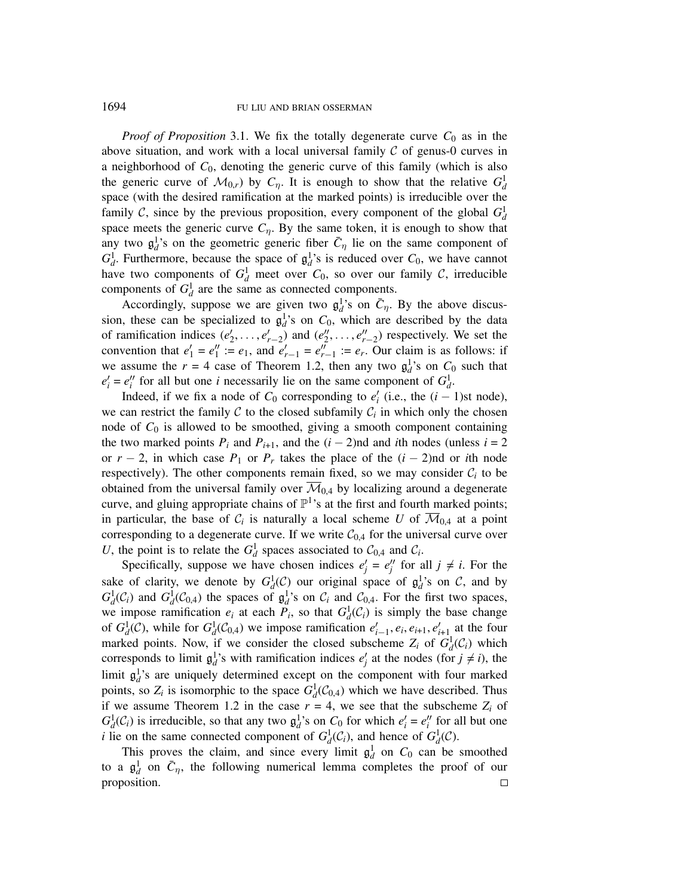*Proof of Proposition* 3.1. We fix the totally degenerate curve $C_0$ as in the above situation, and work with a local universal family $\mathcal{C}$ of genus-0 curves in a neighborhood of $C_0$, denoting the generic curve of this family (which is also the generic curve of $\mathcal{M}_{0,r}$) by $C_\eta$. It is enough to show that the relative $G^1_d$ space (with the desired ramification at the marked points) is irreducible over the family $\mathcal{C}$, since by the previous proposition, every component of the global $G^1_d$ space meets the generic curve $C_\eta$. By the same token, it is enough to show that any two $\mathfrak{g}^1_d$'s on the geometric generic fiber $\bar{C}_\eta$ lie on the same component of $G^1_d$. Furthermore, because the space of $\mathfrak{g}^1_d$'s is reduced over $C_0$, we have cannot have two components of $G^1_d$ meet over $C_0$, so over our family $\mathcal{C}$, irreducible components of $G^1_d$ are the same as connected components.

Accordingly, suppose we are given two $\mathfrak{g}^1_d$'s on $\bar{C}_\eta$. By the above discussion, these can be specialized to $\mathfrak{g}^1_d$'s on $C_0$, which are described by the data of ramification indices $(e'_2, \dots, e'_{r-2})$ and $(e''_2, \dots, e''_{r-2})$ respectively. We set the convention that $e'_1 = e''_1 := e_1$, and $e'_{r-1} = e''_{r-1} := e_r$. Our claim is as follows: if we assume the $r = 4$ case of Theorem 1.2, then any two $\mathfrak{g}^1_d$'s on $C_0$ such that $e'_i = e''_i$ for all but one $i$ necessarily lie on the same component of $G^1_d$.

Indeed, if we fix a node of $C_0$ corresponding to $e'_i$ (i.e., the $(i-1)$st node), we can restrict the family $\mathcal{C}$ to the closed subfamily $\mathcal{C}_i$ in which only the chosen node of $C_0$ is allowed to be smoothed, giving a smooth component containing the two marked points $P_i$ and $P_{i+1}$, and the $(i-2)$nd and $i$th nodes (unless $i = 2$ or $r-2$, in which case $P_1$ or $P_r$ takes the place of the $(i-2)$nd or $i$th node respectively). The other components remain fixed, so we may consider $\mathcal{C}_i$ to be obtained from the universal family over $\overline{\mathcal{M}}_{0,4}$ by localizing around a degenerate curve, and gluing appropriate chains of $\mathbb{P}^1$'s at the first and fourth marked points; in particular, the base of $\mathcal{C}_i$ is naturally a local scheme $U$ of $\overline{\mathcal{M}}_{0,4}$ at a point corresponding to a degenerate curve. If we write $\mathcal{C}_{0,4}$ for the universal curve over $U$, the point is to relate the $G^1_d$ spaces associated to $\mathcal{C}_{0,4}$ and $\mathcal{C}_i$.

Specifically, suppose we have chosen indices $e'_j = e''_j$ for all $j \neq i$. For the sake of clarity, we denote by $G^1_d(\mathcal{C})$ our original space of $\mathfrak{g}^1_d$'s on $\mathcal{C}$, and by $G^1_d(\mathcal{C}_i)$ and $G^1_d(\mathcal{C}_{0,4})$ the spaces of $\mathfrak{g}^1_d$'s on $\mathcal{C}_i$ and $\mathcal{C}_{0,4}$. For the first two spaces, we impose ramification $e_i$ at each $P_i$, so that $G^1_d(\mathcal{C}_i)$ is simply the base change of $G^1_d(\mathcal{C})$, while for $G^1_d(\mathcal{C}_{0,4})$ we impose ramification $e'_{i-1}, e_i, e_{i+1}, e'_{i+1}$ at the four marked points. Now, if we consider the closed subscheme $Z_i$ of $G^1_d(\mathcal{C}_i)$ which corresponds to limit $\mathfrak{g}^1_d$'s with ramification indices $e'_j$ at the nodes (for $j \neq i$), the limit $\mathfrak{g}^1_d$'s are uniquely determined except on the component with four marked points, so $Z_i$ is isomorphic to the space $G^1_d(\mathcal{C}_{0,4})$ which we have described. Thus if we assume Theorem 1.2 in the case $r = 4$, we see that the subscheme $Z_i$ of $G^1_d(\mathcal{C}_i)$ is irreducible, so that any two $\mathfrak{g}^1_d$'s on $C_0$ for which $e'_i = e''_i$ for all but one $i$ lie on the same connected component of $G^1_d(\mathcal{C}_i)$, and hence of $G^1_d(\mathcal{C})$.

This proves the claim, and since every limit $\mathfrak{g}^1_d$ on $C_0$ can be smoothed to a $\mathfrak{g}^1_d$ on $\bar{C}_\eta$, the following numerical lemma completes the proof of our proposition. □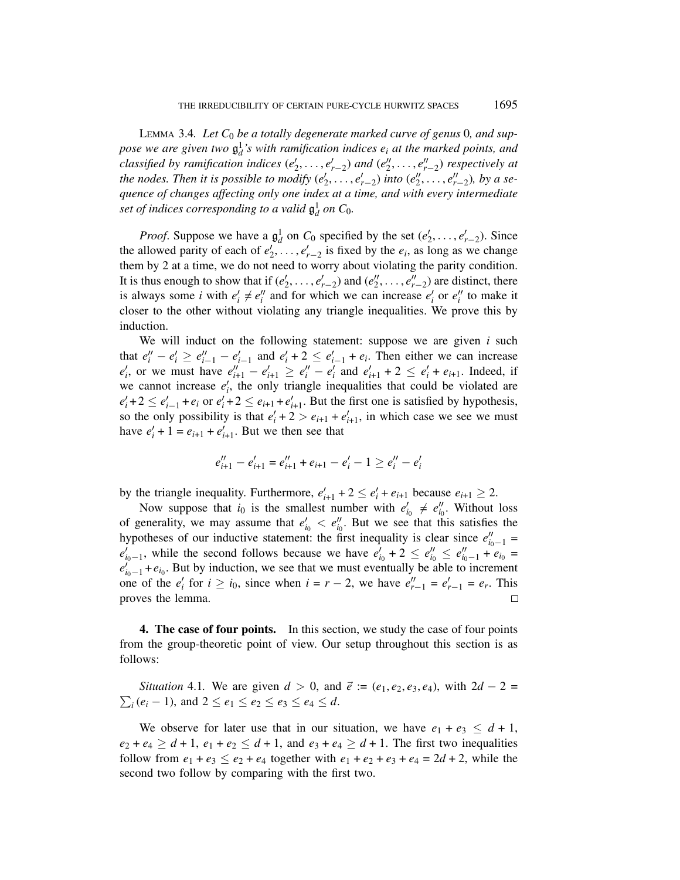**Lemma 3.4.** *Let $C_0$ be a totally degenerate marked curve of genus 0, and suppose we are given two $\mathfrak{g}^1_d$'s with ramification indices $e_i$ at the marked points, and classified by ramification indices $(e'_2, \dots, e'_{r-2})$ and $(e''_2, \dots, e''_{r-2})$ respectively at the nodes. Then it is possible to modify $(e'_2, \dots, e'_{r-2})$ into $(e''_2, \dots, e''_{r-2})$, by a sequence of changes affecting only one index at a time, and with every intermediate set of indices corresponding to a valid $\mathfrak{g}^1_d$ on $C_0$.*

*Proof.* Suppose we have a $\mathfrak{g}^1_d$ on $C_0$ specified by the set $(e'_2, \dots, e'_{r-2})$. Since the allowed parity of each of $e'_2, \dots, e'_{r-2}$ is fixed by the $e_i$, as long as we change them by 2 at a time, we do not need to worry about violating the parity condition. It is thus enough to show that if $(e'_2, \dots, e'_{r-2})$ and $(e''_2, \dots, e''_{r-2})$ are distinct, there is always some $i$ with $e'_i \neq e''_i$ and for which we can increase $e'_i$ or $e''_i$ to make it closer to the other without violating any triangle inequalities. We prove this by induction.

We will induct on the following statement: suppose we are given $i$ such that $e''_i - e'_i \geq e''_{i-1} - e'_{i-1}$ and $e'_i + 2 \leq e'_{i-1} + e_i$. Then either we can increase $e'_i$, or we must have $e''_{i+1} - e'_{i+1} \geq e''_i - e'_i$ and $e'_{i+1} + 2 \leq e'_i + e_{i+1}$. Indeed, if we cannot increase $e'_i$, the only triangle inequalities that could be violated are $e'_i + 2 \leq e'_{i-1} + e_i$ or $e'_i + 2 \leq e_{i+1} + e'_{i+1}$. But the first one is satisfied by hypothesis, so the only possibility is that $e'_i + 2 > e_{i+1} + e'_{i+1}$, in which case we see we must have $e'_i + 1 = e_{i+1} + e'_{i+1}$. But we then see that

$$e''_{i+1} - e'_{i+1} = e''_{i+1} + e_{i+1} - e'_i - 1 \geq e''_i - e'_i$$

by the triangle inequality. Furthermore, $e'_{i+1} + 2 \leq e'_i + e_{i+1}$ because $e_{i+1} \geq 2$.

Now suppose that $i_0$ is the smallest number with $e'_{i_0} \neq e''_{i_0}$. Without loss of generality, we may assume that $e'_{i_0} < e''_{i_0}$. But we see that this satisfies the hypotheses of our inductive statement: the first inequality is clear since $e''_{i_0-1} = e'_{i_0-1}$, while the second follows because we have $e'_{i_0} + 2 \leq e''_{i_0} \leq e''_{i_0-1} + e_{i_0} = e'_{i_0-1} + e_{i_0}$. But by induction, we see that we must eventually be able to increment one of the $e'_i$ for $i \geq i_0$, since when $i = r-2$, we have $e''_{r-1} = e'_{r-1} = e_r$. This proves the lemma. □

## 4. The case of four points.

In this section, we study the case of four points from the group-theoretic point of view. Our setup throughout this section is as follows:

*Situation* 4.1. We are given $d > 0$, and $\vec{e} := (e_1, e_2, e_3, e_4)$, with $2d - 2 = \sum_i (e_i - 1)$, and $2 \leq e_1 \leq e_2 \leq e_3 \leq e_4 \leq d$.

We observe for later use that in our situation, we have $e_1 + e_3 \leq d + 1$, $e_2 + e_4 \geq d + 1$, $e_1 + e_2 \leq d + 1$, and $e_3 + e_4 \geq d + 1$. The first two inequalities follow from $e_1 + e_3 \leq e_2 + e_4$ together with $e_1 + e_2 + e_3 + e_4 = 2d + 2$, while the second two follow by comparing with the first two.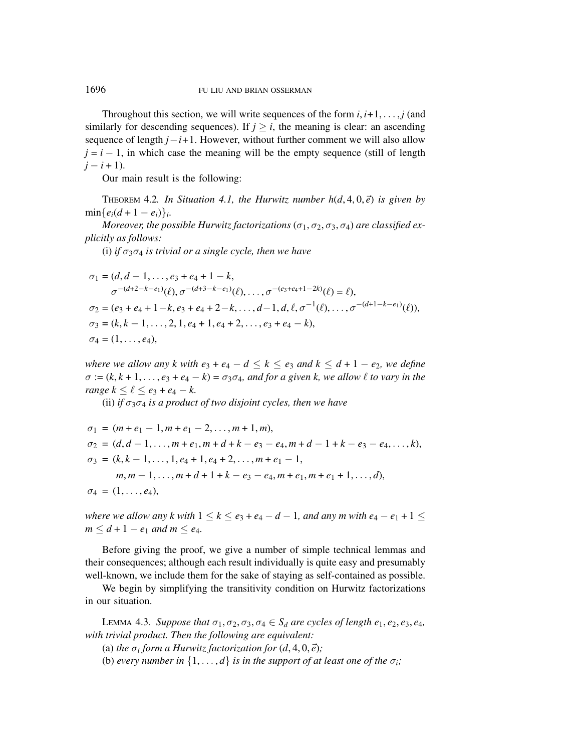Throughout this section, we will write sequences of the form $i, i+1, \ldots, j$ (and similarly for descending sequences). If $j \geq i$, the meaning is clear: an ascending sequence of length $j-i+1$. However, without further comment we will also allow $j = i-1$, in which case the meaning will be the empty sequence (still of length $j-i+1$).

Our main result is the following:

THEOREM 4.2. *In Situation 4.1, the Hurwitz number $h(d, 4, 0, \vec{e})$ is given by $\min\{e_i(d+1-e_i)\}_i$.*

*Moreover, the possible Hurwitz factorizations $(\sigma_1, \sigma_2, \sigma_3, \sigma_4)$ are classified explicitly as follows:*

(i) *if $\sigma_3\sigma_4$ is trivial or a single cycle, then we have*

$$
\begin{aligned}
\sigma_1 &= (d, d-1, \ldots, e_3+e_4+1-k,\\
&\qquad \sigma^{-(d+2-k-e_1)}(\ell), \sigma^{-(d+3-k-e_1)}(\ell), \ldots, \sigma^{-(e_3+e_4+1-2k)}(\ell) = \ell),\\
\sigma_2 &= (e_3+e_4+1-k, e_3+e_4+2-k, \ldots, d-1, d, \ell, \sigma^{-1}(\ell), \ldots, \sigma^{-(d+1-k-e_1)}(\ell)),\\
\sigma_3 &= (k, k-1, \ldots, 2, 1, e_4+1, e_4+2, \ldots, e_3+e_4-k),\\
\sigma_4 &= (1, \ldots, e_4),
\end{aligned}
$$

*where we allow any $k$ with $e_3+e_4-d \leq k \leq e_3$ and $k \leq d+1-e_2$, we define $\sigma := (k, k+1, \ldots, e_3+e_4-k) = \sigma_3\sigma_4$, and for a given $k$, we allow $\ell$ to vary in the range $k \leq \ell \leq e_3+e_4-k$.*

(ii) *if $\sigma_3\sigma_4$ is a product of two disjoint cycles, then we have*

$$
\begin{aligned}
\sigma_1 &= (m+e_1-1, m+e_1-2, \ldots, m+1, m),\\
\sigma_2 &= (d, d-1, \ldots, m+e_1, m+d+k-e_3-e_4, m+d-1+k-e_3-e_4, \ldots, k),\\
\sigma_3 &= (k, k-1, \ldots, 1, e_4+1, e_4+2, \ldots, m+e_1-1,\\
&\qquad m, m-1, \ldots, m+d+1+k-e_3-e_4, m+e_1, m+e_1+1, \ldots, d),\\
\sigma_4 &= (1, \ldots, e_4),
\end{aligned}
$$

*where we allow any $k$ with $1 \leq k \leq e_3+e_4-d-1$, and any $m$ with $e_4-e_1+1 \leq m \leq d+1-e_1$ and $m \leq e_4$.*

Before giving the proof, we give a number of simple technical lemmas and their consequences; although each result individually is quite easy and presumably well-known, we include them for the sake of staying as self-contained as possible.

We begin by simplifying the transitivity condition on Hurwitz factorizations in our situation.

LEMMA 4.3. *Suppose that $\sigma_1, \sigma_2, \sigma_3, \sigma_4 \in S_d$ are cycles of length $e_1, e_2, e_3, e_4$, with trivial product. Then the following are equivalent:*

(a) *the $\sigma_i$ form a Hurwitz factorization for $(d, 4, 0, \vec{e})$;*

(b) *every number in $\{1, \ldots, d\}$ is in the support of at least one of the $\sigma_i$;*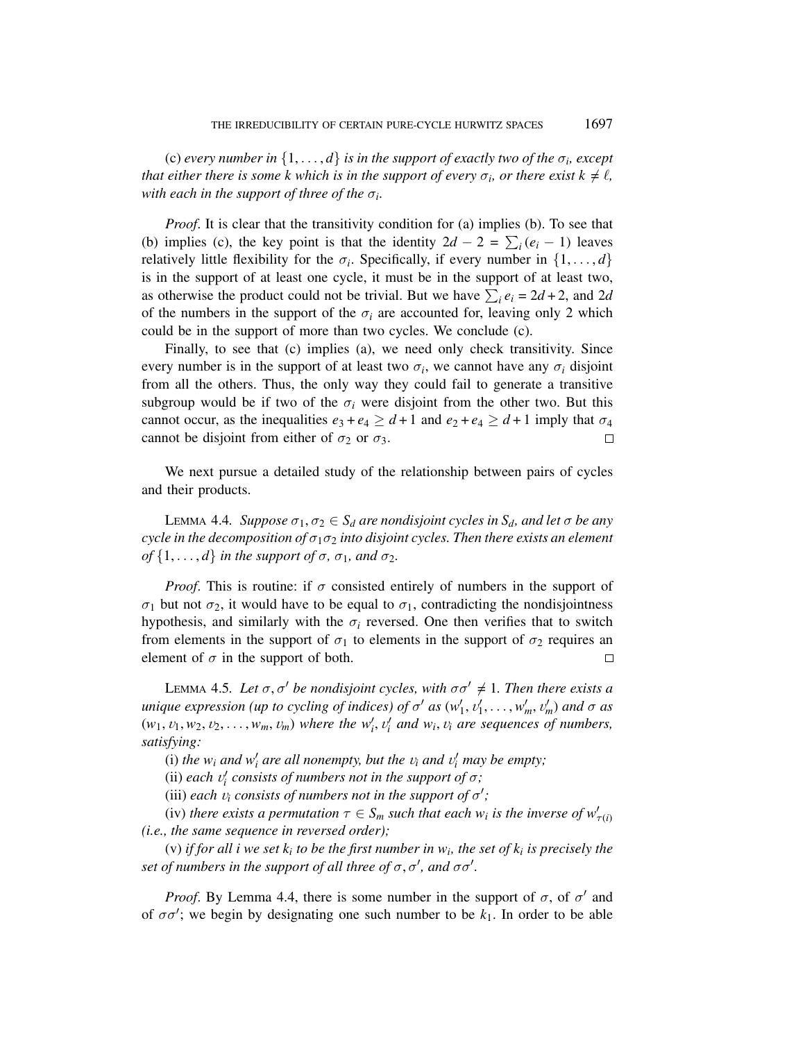(c) *every number in* $\{1, \ldots, d\}$ *is in the support of exactly two of the* $\sigma_i$*, except that either there is some* $k$ *which is in the support of every* $\sigma_i$*, or there exist* $k \neq \ell$*, with each in the support of three of the* $\sigma_i$*.*

*Proof.* It is clear that the transitivity condition for (a) implies (b). To see that (b) implies (c), the key point is that the identity $2d - 2 = \sum_i (e_i - 1)$ leaves relatively little flexibility for the $\sigma_i$. Specifically, if every number in $\{1, \ldots, d\}$ is in the support of at least one cycle, it must be in the support of at least two, as otherwise the product could not be trivial. But we have $\sum_i e_i = 2d + 2$, and $2d$ of the numbers in the support of the $\sigma_i$ are accounted for, leaving only 2 which could be in the support of more than two cycles. We conclude (c).

Finally, to see that (c) implies (a), we need only check transitivity. Since every number is in the support of at least two $\sigma_i$, we cannot have any $\sigma_i$ disjoint from all the others. Thus, the only way they could fail to generate a transitive subgroup would be if two of the $\sigma_i$ were disjoint from the other two. But this cannot occur, as the inequalities $e_3 + e_4 \geq d + 1$ and $e_2 + e_4 \geq d + 1$ imply that $\sigma_4$ cannot be disjoint from either of $\sigma_2$ or $\sigma_3$. $\square$

We next pursue a detailed study of the relationship between pairs of cycles and their products.

LEMMA 4.4. *Suppose* $\sigma_1, \sigma_2 \in S_d$ *are nondisjoint cycles in* $S_d$*, and let* $\sigma$ *be any cycle in the decomposition of* $\sigma_1\sigma_2$ *into disjoint cycles. Then there exists an element of* $\{1, \ldots, d\}$ *in the support of* $\sigma$*,* $\sigma_1$*, and* $\sigma_2$*.*

*Proof.* This is routine: if $\sigma$ consisted entirely of numbers in the support of $\sigma_1$ but not $\sigma_2$, it would have to be equal to $\sigma_1$, contradicting the nondisjointness hypothesis, and similarly with the $\sigma_i$ reversed. One then verifies that to switch from elements in the support of $\sigma_1$ to elements in the support of $\sigma_2$ requires an element of $\sigma$ in the support of both. $\square$

LEMMA 4.5. *Let* $\sigma, \sigma'$ *be nondisjoint cycles, with* $\sigma\sigma' \neq 1$*. Then there exists a unique expression (up to cycling of indices) of* $\sigma'$ *as* $(w'_1, v'_1, \ldots, w'_m, v'_m)$ *and* $\sigma$ *as* $(w_1, v_1, w_2, v_2, \ldots, w_m, v_m)$ *where the* $w'_i, v'_i$ *and* $w_i, v_i$ *are sequences of numbers, satisfying:*

(i) *the* $w_i$ *and* $w'_i$ *are all nonempty, but the* $v_i$ *and* $v'_i$ *may be empty;*

(ii) *each* $v'_i$ *consists of numbers not in the support of* $\sigma$*;*

(iii) *each* $v_i$ *consists of numbers not in the support of* $\sigma'$*;*

(iv) *there exists a permutation* $\tau \in S_m$ *such that each* $w_i$ *is the inverse of* $w'_{\tau(i)}$ *(i.e., the same sequence in reversed order);*

(v) *if for all* $i$ *we set* $k_i$ *to be the first number in* $w_i$*, the set of* $k_i$ *is precisely the set of numbers in the support of all three of* $\sigma, \sigma'$*, and* $\sigma\sigma'$*.*

*Proof.* By Lemma 4.4, there is some number in the support of $\sigma$, of $\sigma'$ and of $\sigma\sigma'$; we begin by designating one such number to be $k_1$. In order to be able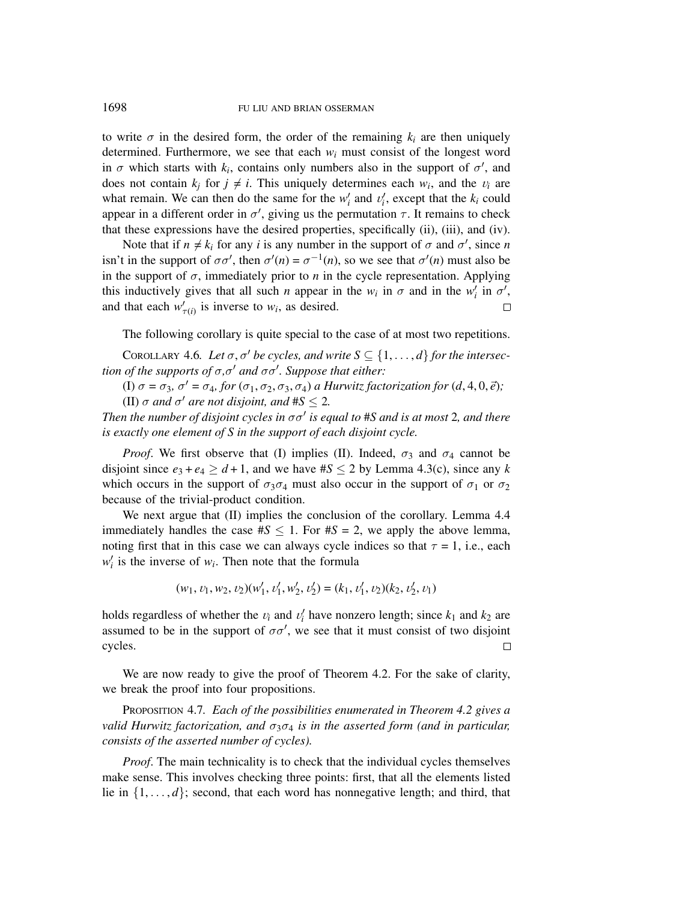to write $\sigma$ in the desired form, the order of the remaining $k_i$ are then uniquely determined. Furthermore, we see that each $w_i$ must consist of the longest word in $\sigma$ which starts with $k_i$, contains only numbers also in the support of $\sigma'$, and does not contain $k_j$ for $j \neq i$. This uniquely determines each $w_i$, and the $v_i$ are what remain. We can then do the same for the $w_i'$ and $v_i'$, except that the $k_i$ could appear in a different order in $\sigma'$, giving us the permutation $\tau$. It remains to check that these expressions have the desired properties, specifically (ii), (iii), and (iv).

Note that if $n \neq k_i$ for any $i$ is any number in the support of $\sigma$ and $\sigma'$, since $n$ isn't in the support of $\sigma\sigma'$, then $\sigma'(n) = \sigma^{-1}(n)$, so we see that $\sigma'(n)$ must also be in the support of $\sigma$, immediately prior to $n$ in the cycle representation. Applying this inductively gives that all such $n$ appear in the $w_i$ in $\sigma$ and in the $w_i'$ in $\sigma'$, and that each $w'_{\tau(i)}$ is inverse to $w_i$, as desired. □

The following corollary is quite special to the case of at most two repetitions.

Corollary 4.6. *Let $\sigma, \sigma'$ be cycles, and write $S \subseteq \{1, \dots, d\}$ for the intersection of the supports of $\sigma$,$\sigma'$ and $\sigma\sigma'$. Suppose that either:*

*(I) $\sigma = \sigma_3$, $\sigma' = \sigma_4$, for $(\sigma_1, \sigma_2, \sigma_3, \sigma_4)$ a Hurwitz factorization for $(d, 4, 0, \vec{e})$;*

*(II) $\sigma$ and $\sigma'$ are not disjoint, and $\#S \leq 2$.*

*Then the number of disjoint cycles in $\sigma\sigma'$ is equal to $\#S$ and is at most 2, and there is exactly one element of $S$ in the support of each disjoint cycle.*

*Proof.* We first observe that (I) implies (II). Indeed, $\sigma_3$ and $\sigma_4$ cannot be disjoint since $e_3 + e_4 \geq d + 1$, and we have $\#S \leq 2$ by Lemma 4.3(c), since any $k$ which occurs in the support of $\sigma_3\sigma_4$ must also occur in the support of $\sigma_1$ or $\sigma_2$ because of the trivial-product condition.

We next argue that (II) implies the conclusion of the corollary. Lemma 4.4 immediately handles the case $\#S \leq 1$. For $\#S = 2$, we apply the above lemma, noting first that in this case we can always cycle indices so that $\tau = 1$, i.e., each $w_i'$ is the inverse of $w_i$. Then note that the formula

$$(w_1, v_1, w_2, v_2)(w_1', v_1', w_2', v_2') = (k_1, v_1', v_2)(k_2, v_2', v_1)$$

holds regardless of whether the $v_i$ and $v_i'$ have nonzero length; since $k_1$ and $k_2$ are assumed to be in the support of $\sigma\sigma'$, we see that it must consist of two disjoint cycles. □

We are now ready to give the proof of Theorem 4.2. For the sake of clarity, we break the proof into four propositions.

Proposition 4.7. *Each of the possibilities enumerated in Theorem 4.2 gives a valid Hurwitz factorization, and $\sigma_3\sigma_4$ is in the asserted form (and in particular, consists of the asserted number of cycles).*

*Proof.* The main technicality is to check that the individual cycles themselves make sense. This involves checking three points: first, that all the elements listed lie in $\{1, \dots, d\}$; second, that each word has nonnegative length; and third, that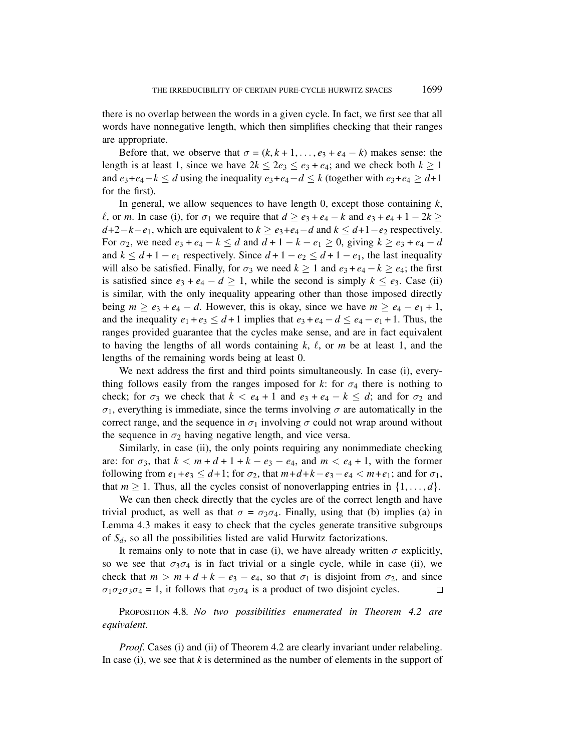there is no overlap between the words in a given cycle. In fact, we first see that all words have nonnegative length, which then simplifies checking that their ranges are appropriate.

Before that, we observe that $\sigma = (k, k+1, \ldots, e_3 + e_4 - k)$ makes sense: the length is at least 1, since we have $2k \leq 2e_3 \leq e_3 + e_4$; and we check both $k \geq 1$ and $e_3 + e_4 - k \leq d$ using the inequality $e_3 + e_4 - d \leq k$ (together with $e_3 + e_4 \geq d + 1$ for the first).

In general, we allow sequences to have length 0, except those containing $k$, $\ell$, or $m$. In case (i), for $\sigma_1$ we require that $d \geq e_3 + e_4 - k$ and $e_3 + e_4 + 1 - 2k \geq d + 2 - k - e_1$, which are equivalent to $k \geq e_3 + e_4 - d$ and $k \leq d + 1 - e_2$ respectively. For $\sigma_2$, we need $e_3 + e_4 - k \leq d$ and $d + 1 - k - e_1 \geq 0$, giving $k \geq e_3 + e_4 - d$ and $k \leq d + 1 - e_1$ respectively. Since $d + 1 - e_2 \leq d + 1 - e_1$, the last inequality will also be satisfied. Finally, for $\sigma_3$ we need $k \geq 1$ and $e_3 + e_4 - k \geq e_4$; the first is satisfied since $e_3 + e_4 - d \geq 1$, while the second is simply $k \leq e_3$. Case (ii) is similar, with the only inequality appearing other than those imposed directly being $m \geq e_3 + e_4 - d$. However, this is okay, since we have $m \geq e_4 - e_1 + 1$, and the inequality $e_1 + e_3 \leq d + 1$ implies that $e_3 + e_4 - d \leq e_4 - e_1 + 1$. Thus, the ranges provided guarantee that the cycles make sense, and are in fact equivalent to having the lengths of all words containing $k$, $\ell$, or $m$ be at least 1, and the lengths of the remaining words being at least 0.

We next address the first and third points simultaneously. In case (i), everything follows easily from the ranges imposed for $k$: for $\sigma_4$ there is nothing to check; for $\sigma_3$ we check that $k < e_4 + 1$ and $e_3 + e_4 - k \leq d$; and for $\sigma_2$ and $\sigma_1$, everything is immediate, since the terms involving $\sigma$ are automatically in the correct range, and the sequence in $\sigma_1$ involving $\sigma$ could not wrap around without the sequence in $\sigma_2$ having negative length, and vice versa.

Similarly, in case (ii), the only points requiring any nonimmediate checking are: for $\sigma_3$, that $k < m + d + 1 + k - e_3 - e_4$, and $m < e_4 + 1$, with the former following from $e_1 + e_3 \leq d + 1$; for $\sigma_2$, that $m + d + k - e_3 - e_4 < m + e_1$; and for $\sigma_1$, that $m \geq 1$. Thus, all the cycles consist of nonoverlapping entries in $\{1, \ldots, d\}$.

We can then check directly that the cycles are of the correct length and have trivial product, as well as that $\sigma = \sigma_3\sigma_4$. Finally, using that (b) implies (a) in Lemma 4.3 makes it easy to check that the cycles generate transitive subgroups of $S_d$, so all the possibilities listed are valid Hurwitz factorizations.

It remains only to note that in case (i), we have already written $\sigma$ explicitly, so we see that $\sigma_3\sigma_4$ is in fact trivial or a single cycle, while in case (ii), we check that $m > m + d + k - e_3 - e_4$, so that $\sigma_1$ is disjoint from $\sigma_2$, and since $\sigma_1\sigma_2\sigma_3\sigma_4 = 1$, it follows that $\sigma_3\sigma_4$ is a product of two disjoint cycles. $\square$

PROPOSITION 4.8. *No two possibilities enumerated in Theorem 4.2 are equivalent.*

*Proof.* Cases (i) and (ii) of Theorem 4.2 are clearly invariant under relabeling. In case (i), we see that $k$ is determined as the number of elements in the support of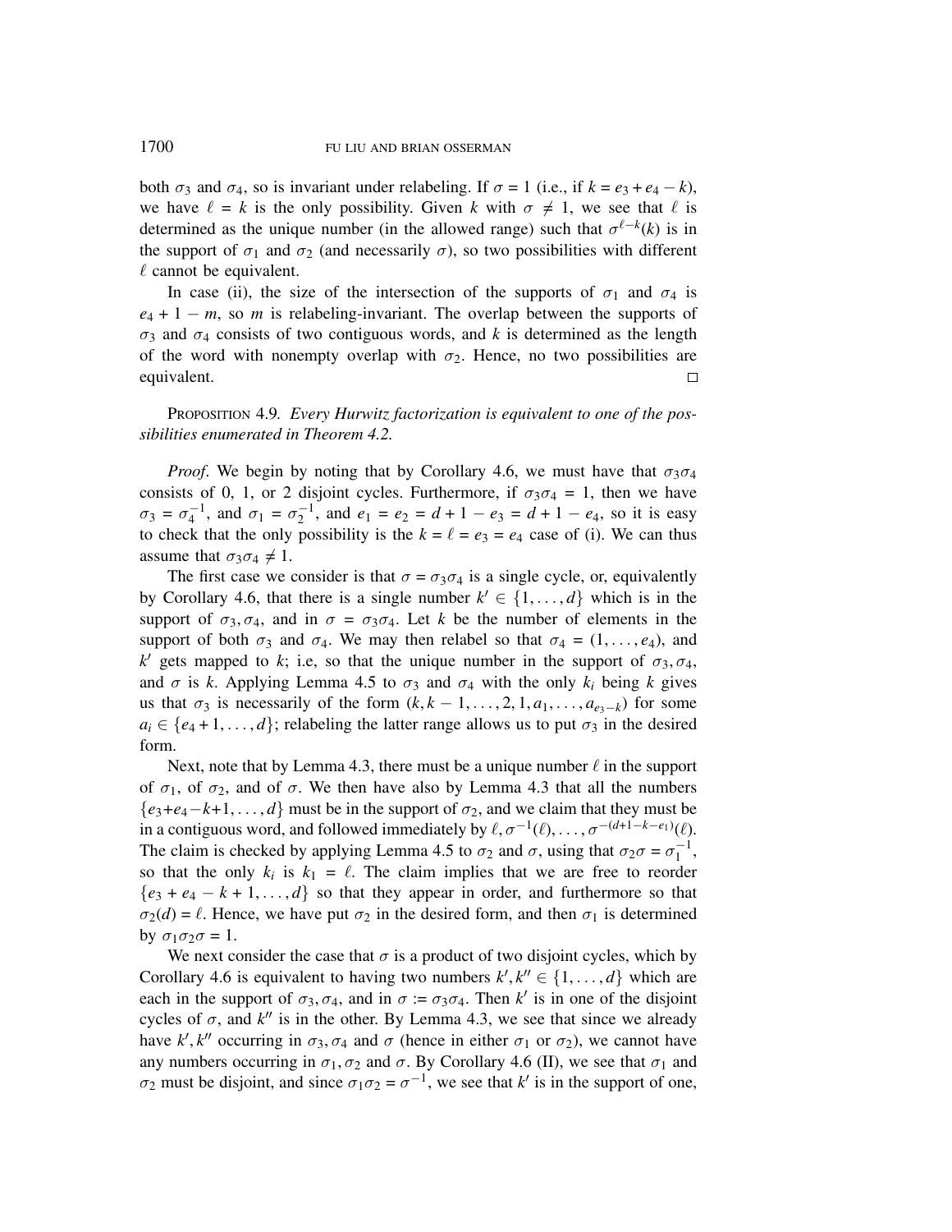both $\sigma_3$ and $\sigma_4$, so is invariant under relabeling. If $\sigma = 1$ (i.e., if $k = e_3 + e_4 - k$), we have $\ell = k$ is the only possibility. Given $k$ with $\sigma \neq 1$, we see that $\ell$ is determined as the unique number (in the allowed range) such that $\sigma^{\ell - k}(k)$ is in the support of $\sigma_1$ and $\sigma_2$ (and necessarily $\sigma$), so two possibilities with different $\ell$ cannot be equivalent.

In case (ii), the size of the intersection of the supports of $\sigma_1$ and $\sigma_4$ is $e_4 + 1 - m$, so $m$ is relabeling-invariant. The overlap between the supports of $\sigma_3$ and $\sigma_4$ consists of two contiguous words, and $k$ is determined as the length of the word with nonempty overlap with $\sigma_2$. Hence, no two possibilities are equivalent. □

PROPOSITION 4.9. *Every Hurwitz factorization is equivalent to one of the possibilities enumerated in Theorem 4.2.*

*Proof.* We begin by noting that by Corollary 4.6, we must have that $\sigma_3\sigma_4$ consists of 0, 1, or 2 disjoint cycles. Furthermore, if $\sigma_3\sigma_4 = 1$, then we have $\sigma_3 = \sigma_4^{-1}$, and $\sigma_1 = \sigma_2^{-1}$, and $e_1 = e_2 = d + 1 - e_3 = d + 1 - e_4$, so it is easy to check that the only possibility is the $k = \ell = e_3 = e_4$ case of (i). We can thus assume that $\sigma_3\sigma_4 \neq 1$.

The first case we consider is that $\sigma = \sigma_3\sigma_4$ is a single cycle, or, equivalently by Corollary 4.6, that there is a single number $k' \in \{1, \ldots, d\}$ which is in the support of $\sigma_3, \sigma_4$, and in $\sigma = \sigma_3\sigma_4$. Let $k$ be the number of elements in the support of both $\sigma_3$ and $\sigma_4$. We may then relabel so that $\sigma_4 = (1, \ldots, e_4)$, and $k'$ gets mapped to $k$; i.e, so that the unique number in the support of $\sigma_3, \sigma_4$, and $\sigma$ is $k$. Applying Lemma 4.5 to $\sigma_3$ and $\sigma_4$ with the only $k_i$ being $k$ gives us that $\sigma_3$ is necessarily of the form $(k, k-1, \ldots, 2, 1, a_1, \ldots, a_{e_3 - k})$ for some $a_i \in \{e_4 + 1, \ldots, d\}$; relabeling the latter range allows us to put $\sigma_3$ in the desired form.

Next, note that by Lemma 4.3, there must be a unique number $\ell$ in the support of $\sigma_1$, of $\sigma_2$, and of $\sigma$. We then have also by Lemma 4.3 that all the numbers $\{e_3+e_4-k+1, \ldots, d\}$ must be in the support of $\sigma_2$, and we claim that they must be in a contiguous word, and followed immediately by $\ell, \sigma^{-1}(\ell), \ldots, \sigma^{-(d+1-k-e_1)}(\ell)$. The claim is checked by applying Lemma 4.5 to $\sigma_2$ and $\sigma$, using that $\sigma_2\sigma = \sigma_1^{-1}$, so that the only $k_i$ is $k_1 = \ell$. The claim implies that we are free to reorder $\{e_3 + e_4 - k + 1, \ldots, d\}$ so that they appear in order, and furthermore so that $\sigma_2(d) = \ell$. Hence, we have put $\sigma_2$ in the desired form, and then $\sigma_1$ is determined by $\sigma_1\sigma_2\sigma = 1$.

We next consider the case that $\sigma$ is a product of two disjoint cycles, which by Corollary 4.6 is equivalent to having two numbers $k', k'' \in \{1, \ldots, d\}$ which are each in the support of $\sigma_3, \sigma_4$, and in $\sigma := \sigma_3\sigma_4$. Then $k'$ is in one of the disjoint cycles of $\sigma$, and $k''$ is in the other. By Lemma 4.3, we see that since we already have $k', k''$ occurring in $\sigma_3, \sigma_4$ and $\sigma$ (hence in either $\sigma_1$ or $\sigma_2$), we cannot have any numbers occurring in $\sigma_1, \sigma_2$ and $\sigma$. By Corollary 4.6 (II), we see that $\sigma_1$ and $\sigma_2$ must be disjoint, and since $\sigma_1\sigma_2 = \sigma^{-1}$, we see that $k'$ is in the support of one,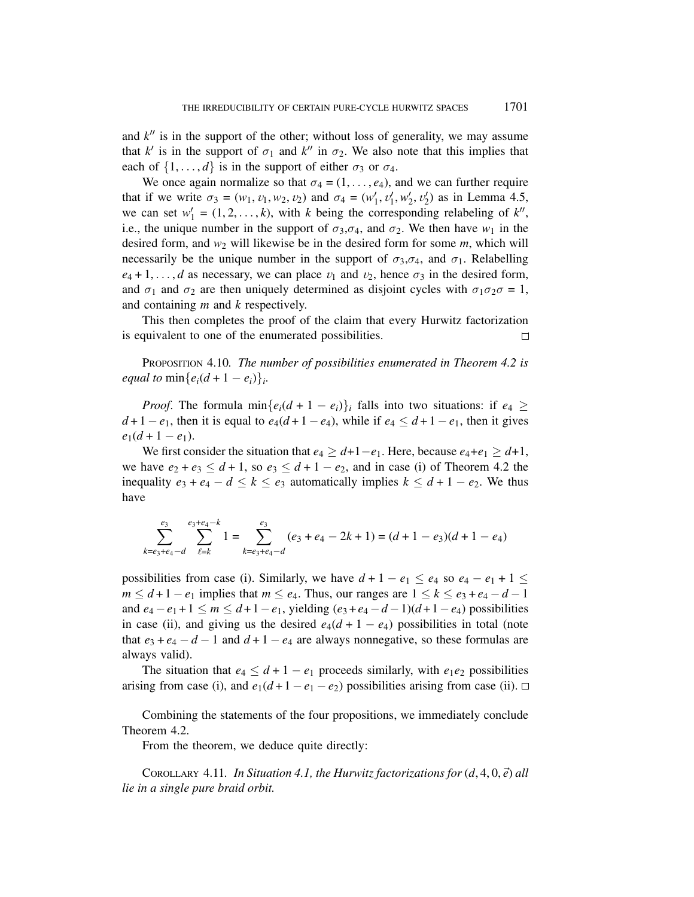and $k''$ is in the support of the other; without loss of generality, we may assume that $k'$ is in the support of $\sigma_1$ and $k''$ in $\sigma_2$. We also note that this implies that each of $\{1, \ldots, d\}$ is in the support of either $\sigma_3$ or $\sigma_4$.

We once again normalize so that $\sigma_4 = (1, \ldots, e_4)$, and we can further require that if we write $\sigma_3 = (w_1, v_1, w_2, v_2)$ and $\sigma_4 = (w_1', v_1', w_2', v_2')$ as in Lemma 4.5, we can set $w_1' = (1, 2, \ldots, k)$, with $k$ being the corresponding relabeling of $k''$, i.e., the unique number in the support of $\sigma_3$,$\sigma_4$, and $\sigma_2$. We then have $w_1$ in the desired form, and $w_2$ will likewise be in the desired form for some $m$, which will necessarily be the unique number in the support of $\sigma_3$,$\sigma_4$, and $\sigma_1$. Relabelling $e_4 + 1, \ldots, d$ as necessary, we can place $v_1$ and $v_2$, hence $\sigma_3$ in the desired form, and $\sigma_1$ and $\sigma_2$ are then uniquely determined as disjoint cycles with $\sigma_1\sigma_2\sigma = 1$, and containing $m$ and $k$ respectively.

This then completes the proof of the claim that every Hurwitz factorization is equivalent to one of the enumerated possibilities. □

PROPOSITION 4.10. *The number of possibilities enumerated in Theorem 4.2 is equal to* $\min\{e_i(d + 1 - e_i)\}_i$.

*Proof.* The formula $\min\{e_i(d + 1 - e_i)\}_i$ falls into two situations: if $e_4 \geq d + 1 - e_1$, then it is equal to $e_4(d + 1 - e_4)$, while if $e_4 \leq d + 1 - e_1$, then it gives $e_1(d + 1 - e_1)$.

We first consider the situation that $e_4 \geq d+1-e_1$. Here, because $e_4+e_1 \geq d+1$, we have $e_2 + e_3 \leq d + 1$, so $e_3 \leq d + 1 - e_2$, and in case (i) of Theorem 4.2 the inequality $e_3 + e_4 - d \leq k \leq e_3$ automatically implies $k \leq d + 1 - e_2$. We thus have

$$\sum_{k=e_3+e_4-d}^{e_3} \sum_{\ell=k}^{e_3+e_4-k} 1 = \sum_{k=e_3+e_4-d}^{e_3} (e_3 + e_4 - 2k + 1) = (d + 1 - e_3)(d + 1 - e_4)$$

possibilities from case (i). Similarly, we have $d + 1 - e_1 \leq e_4$ so $e_4 - e_1 + 1 \leq m \leq d + 1 - e_1$ implies that $m \leq e_4$. Thus, our ranges are $1 \leq k \leq e_3 + e_4 - d - 1$ and $e_4 - e_1 + 1 \leq m \leq d + 1 - e_1$, yielding $(e_3 + e_4 - d - 1)(d + 1 - e_4)$ possibilities in case (ii), and giving us the desired $e_4(d + 1 - e_4)$ possibilities in total (note that $e_3 + e_4 - d - 1$ and $d + 1 - e_4$ are always nonnegative, so these formulas are always valid).

The situation that $e_4 \leq d + 1 - e_1$ proceeds similarly, with $e_1e_2$ possibilities arising from case (i), and $e_1(d + 1 - e_1 - e_2)$ possibilities arising from case (ii). □

Combining the statements of the four propositions, we immediately conclude Theorem 4.2.

From the theorem, we deduce quite directly:

COROLLARY 4.11. *In Situation 4.1, the Hurwitz factorizations for* $(d, 4, 0, \vec{e})$ *all lie in a single pure braid orbit.*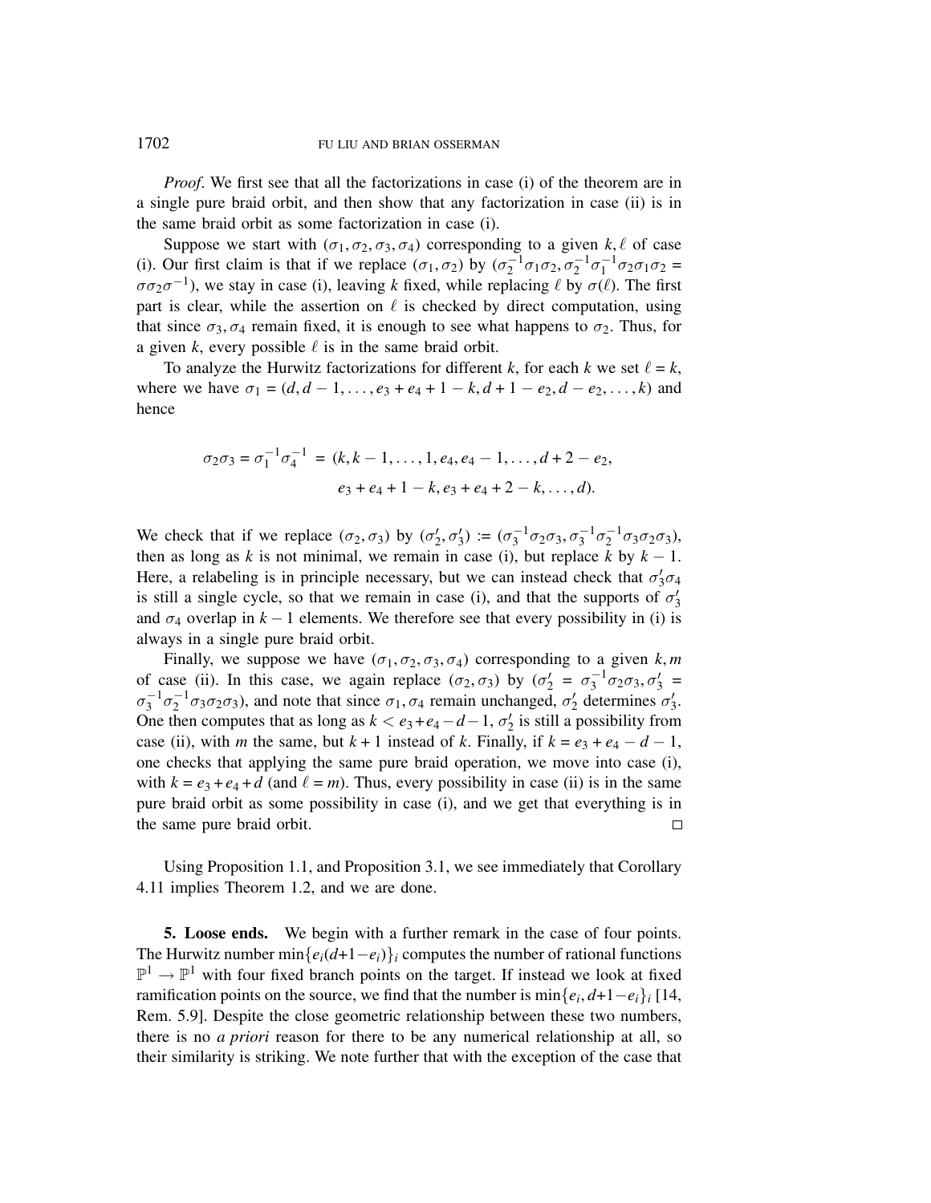*Proof*. We first see that all the factorizations in case (i) of the theorem are in a single pure braid orbit, and then show that any factorization in case (ii) is in the same braid orbit as some factorization in case (i).

Suppose we start with $(\sigma_1, \sigma_2, \sigma_3, \sigma_4)$ corresponding to a given $k, \ell$ of case (i). Our first claim is that if we replace $(\sigma_1, \sigma_2)$ by $(\sigma_2^{-1}\sigma_1\sigma_2, \sigma_2^{-1}\sigma_1^{-1}\sigma_2\sigma_1\sigma_2 = \sigma\sigma_2\sigma^{-1})$, we stay in case (i), leaving $k$ fixed, while replacing $\ell$ by $\sigma(\ell)$. The first part is clear, while the assertion on $\ell$ is checked by direct computation, using that since $\sigma_3, \sigma_4$ remain fixed, it is enough to see what happens to $\sigma_2$. Thus, for a given $k$, every possible $\ell$ is in the same braid orbit.

To analyze the Hurwitz factorizations for different $k$, for each $k$ we set $\ell = k$, where we have $\sigma_1 = (d, d-1, \ldots, e_3 + e_4 + 1 - k, d + 1 - e_2, d - e_2, \ldots, k)$ and hence

$$\sigma_2\sigma_3 = \sigma_1^{-1}\sigma_4^{-1} = (k, k-1, \ldots, 1, e_4, e_4 - 1, \ldots, d + 2 - e_2, \\ e_3 + e_4 + 1 - k, e_3 + e_4 + 2 - k, \ldots, d).$$

We check that if we replace $(\sigma_2, \sigma_3)$ by $(\sigma_2', \sigma_3') := (\sigma_3^{-1}\sigma_2\sigma_3, \sigma_3^{-1}\sigma_2^{-1}\sigma_3\sigma_2\sigma_3)$, then as long as $k$ is not minimal, we remain in case (i), but replace $k$ by $k - 1$. Here, a relabeling is in principle necessary, but we can instead check that $\sigma_3'\sigma_4$ is still a single cycle, so that we remain in case (i), and that the supports of $\sigma_3'$ and $\sigma_4$ overlap in $k - 1$ elements. We therefore see that every possibility in (i) is always in a single pure braid orbit.

Finally, we suppose we have $(\sigma_1, \sigma_2, \sigma_3, \sigma_4)$ corresponding to a given $k, m$ of case (ii). In this case, we again replace $(\sigma_2, \sigma_3)$ by $(\sigma_2' = \sigma_3^{-1}\sigma_2\sigma_3, \sigma_3' = \sigma_3^{-1}\sigma_2^{-1}\sigma_3\sigma_2\sigma_3)$, and note that since $\sigma_1, \sigma_4$ remain unchanged, $\sigma_2'$ determines $\sigma_3'$. One then computes that as long as $k < e_3 + e_4 - d - 1$, $\sigma_2'$ is still a possibility from case (ii), with $m$ the same, but $k + 1$ instead of $k$. Finally, if $k = e_3 + e_4 - d - 1$, one checks that applying the same pure braid operation, we move into case (i), with $k = e_3 + e_4 + d$ (and $\ell = m$). Thus, every possibility in case (ii) is in the same pure braid orbit as some possibility in case (i), and we get that everything is in the same pure braid orbit. □

Using Proposition 1.1, and Proposition 3.1, we see immediately that Corollary 4.11 implies Theorem 1.2, and we are done.

**5. Loose ends.** We begin with a further remark in the case of four points. The Hurwitz number $\min\{e_i(d+1-e_i)\}_i$ computes the number of rational functions $\mathbb{P}^1 \to \mathbb{P}^1$ with four fixed branch points on the target. If instead we look at fixed ramification points on the source, we find that the number is $\min\{e_i, d+1-e_i\}_i$ [14, Rem. 5.9]. Despite the close geometric relationship between these two numbers, there is no *a priori* reason for there to be any numerical relationship at all, so their similarity is striking. We note further that with the exception of the case that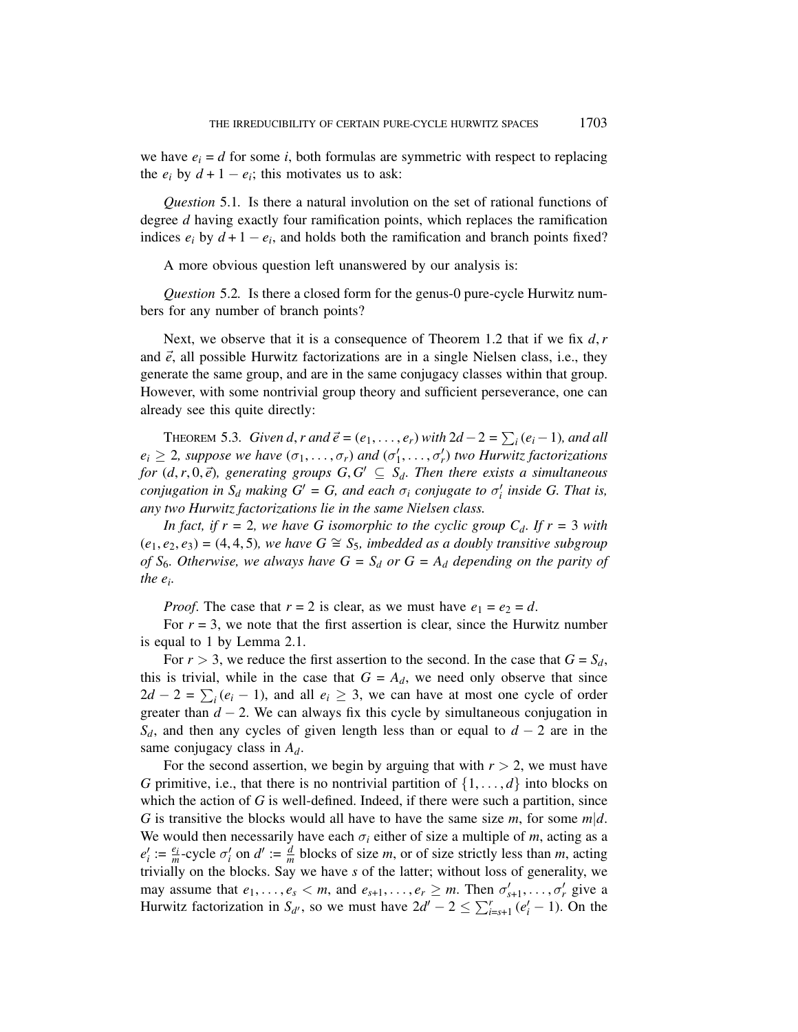we have $e_i = d$ for some $i$, both formulas are symmetric with respect to replacing the $e_i$ by $d + 1 - e_i$; this motivates us to ask:

*Question* 5.1. Is there a natural involution on the set of rational functions of degree $d$ having exactly four ramification points, which replaces the ramification indices $e_i$ by $d + 1 - e_i$, and holds both the ramification and branch points fixed?

A more obvious question left unanswered by our analysis is:

*Question* 5.2. Is there a closed form for the genus-0 pure-cycle Hurwitz numbers for any number of branch points?

Next, we observe that it is a consequence of Theorem 1.2 that if we fix $d, r$ and $\vec{e}$, all possible Hurwitz factorizations are in a single Nielsen class, i.e., they generate the same group, and are in the same conjugacy classes within that group. However, with some nontrivial group theory and sufficient perseverance, one can already see this quite directly:

THEOREM 5.3. *Given $d, r$ and $\vec{e} = (e_1, \ldots, e_r)$ with $2d - 2 = \sum_i (e_i - 1)$, and all $e_i \geq 2$, suppose we have $(\sigma_1, \ldots, \sigma_r)$ and $(\sigma'_1, \ldots, \sigma'_r)$ two Hurwitz factorizations for $(d, r, 0, \vec{e})$, generating groups $G, G' \subseteq S_d$. Then there exists a simultaneous conjugation in $S_d$ making $G' = G$, and each $\sigma_i$ conjugate to $\sigma'_i$ inside $G$. That is, any two Hurwitz factorizations lie in the same Nielsen class.*

*In fact, if $r = 2$, we have $G$ isomorphic to the cyclic group $C_d$. If $r = 3$ with $(e_1, e_2, e_3) = (4, 4, 5)$, we have $G \cong S_5$, imbedded as a doubly transitive subgroup of $S_6$. Otherwise, we always have $G = S_d$ or $G = A_d$ depending on the parity of the $e_i$.*

*Proof.* The case that $r = 2$ is clear, as we must have $e_1 = e_2 = d$.

For $r = 3$, we note that the first assertion is clear, since the Hurwitz number is equal to 1 by Lemma 2.1.

For $r > 3$, we reduce the first assertion to the second. In the case that $G = S_d$, this is trivial, while in the case that $G = A_d$, we need only observe that since $2d - 2 = \sum_i (e_i - 1)$, and all $e_i \geq 3$, we can have at most one cycle of order greater than $d - 2$. We can always fix this cycle by simultaneous conjugation in $S_d$, and then any cycles of given length less than or equal to $d - 2$ are in the same conjugacy class in $A_d$.

For the second assertion, we begin by arguing that with $r > 2$, we must have $G$ primitive, i.e., that there is no nontrivial partition of $\{1, \ldots, d\}$ into blocks on which the action of $G$ is well-defined. Indeed, if there were such a partition, since $G$ is transitive the blocks would all have to have the same size $m$, for some $m | d$. We would then necessarily have each $\sigma_i$ either of size a multiple of $m$, acting as a $e'_i := \frac{e_i}{m}$-cycle $\sigma'_i$ on $d' := \frac{d}{m}$ blocks of size $m$, or of size strictly less than $m$, acting trivially on the blocks. Say we have $s$ of the latter; without loss of generality, we may assume that $e_1, \ldots, e_s < m$, and $e_{s+1}, \ldots, e_r \geq m$. Then $\sigma'_{s+1}, \ldots, \sigma'_r$ give a Hurwitz factorization in $S_{d'}$, so we must have $2d' - 2 \leq \sum_{i=s+1}^{r} (e'_i - 1)$. On the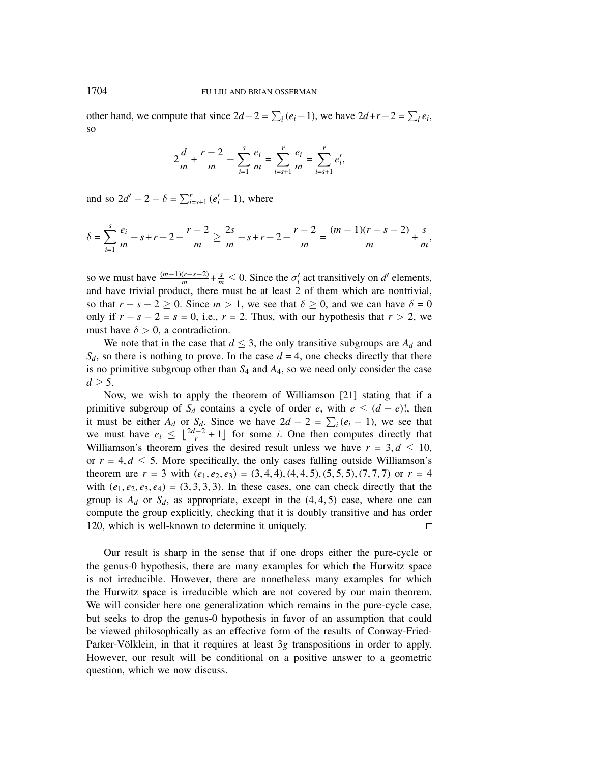other hand, we compute that since $2d-2 = \sum_i (e_i - 1)$, we have $2d+r-2 = \sum_i e_i$, so

$$2\frac{d}{m} + \frac{r-2}{m} - \sum_{i=1}^{s} \frac{e_i}{m} = \sum_{i=s+1}^{r} \frac{e_i}{m} = \sum_{i=s+1}^{r} e_i',$$

and so $2d' - 2 - \delta = \sum_{i=s+1}^{r} (e_i' - 1)$, where

$$\delta = \sum_{i=1}^{s} \frac{e_i}{m} - s + r - 2 - \frac{r-2}{m} \geq \frac{2s}{m} - s + r - 2 - \frac{r-2}{m} = \frac{(m-1)(r-s-2)}{m} + \frac{s}{m},$$

so we must have $\frac{(m-1)(r-s-2)}{m} + \frac{s}{m} \leq 0$. Since the $\sigma_i'$ act transitively on $d'$ elements, and have trivial product, there must be at least 2 of them which are nontrivial, so that $r - s - 2 \geq 0$. Since $m > 1$, we see that $\delta \geq 0$, and we can have $\delta = 0$ only if $r - s - 2 = s = 0$, i.e., $r = 2$. Thus, with our hypothesis that $r > 2$, we must have $\delta > 0$, a contradiction.

We note that in the case that $d \leq 3$, the only transitive subgroups are $A_d$ and $S_d$, so there is nothing to prove. In the case $d = 4$, one checks directly that there is no primitive subgroup other than $S_4$ and $A_4$, so we need only consider the case $d \geq 5$.

Now, we wish to apply the theorem of Williamson [21] stating that if a primitive subgroup of $S_d$ contains a cycle of order $e$, with $e \leq (d-e)!$, then it must be either $A_d$ or $S_d$. Since we have $2d - 2 = \sum_i (e_i - 1)$, we see that we must have $e_i \leq \lfloor \frac{2d-2}{r} + 1 \rfloor$ for some $i$. One then computes directly that Williamson's theorem gives the desired result unless we have $r = 3, d \leq 10$, or $r = 4, d \leq 5$. More specifically, the only cases falling outside Williamson's theorem are $r = 3$ with $(e_1, e_2, e_3) = (3, 4, 4), (4, 4, 5), (5, 5, 5), (7, 7, 7)$ or $r = 4$ with $(e_1, e_2, e_3, e_4) = (3, 3, 3, 3)$. In these cases, one can check directly that the group is $A_d$ or $S_d$, as appropriate, except in the $(4, 4, 5)$ case, where one can compute the group explicitly, checking that it is doubly transitive and has order 120, which is well-known to determine it uniquely. □

Our result is sharp in the sense that if one drops either the pure-cycle or the genus-0 hypothesis, there are many examples for which the Hurwitz space is not irreducible. However, there are nonetheless many examples for which the Hurwitz space is irreducible which are not covered by our main theorem. We will consider here one generalization which remains in the pure-cycle case, but seeks to drop the genus-0 hypothesis in favor of an assumption that could be viewed philosophically as an effective form of the results of Conway-Fried-Parker-Völklein, in that it requires at least $3g$ transpositions in order to apply. However, our result will be conditional on a positive answer to a geometric question, which we now discuss.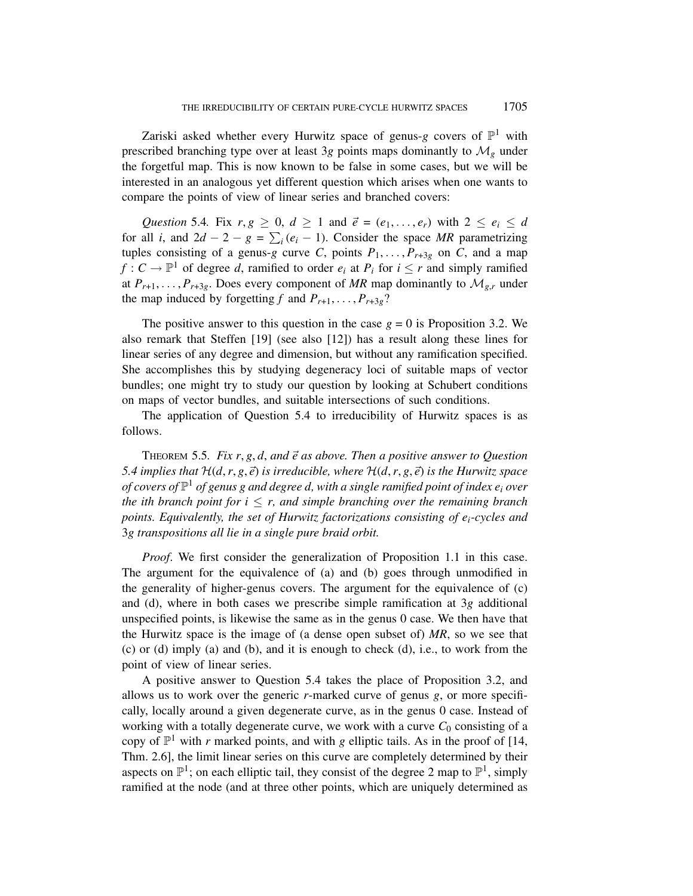Zariski asked whether every Hurwitz space of genus-$g$ covers of $\mathbb{P}^1$ with prescribed branching type over at least $3g$ points maps dominantly to $\mathcal{M}_g$ under the forgetful map. This is now known to be false in some cases, but we will be interested in an analogous yet different question which arises when one wants to compare the points of view of linear series and branched covers:

*Question* 5.4. Fix $r, g \geq 0$, $d \geq 1$ and $\vec{e} = (e_1, \ldots, e_r)$ with $2 \leq e_i \leq d$ for all $i$, and $2d - 2 - g = \sum_i (e_i - 1)$. Consider the space *MR* parametrizing tuples consisting of a genus-$g$ curve $C$, points $P_1, \ldots, P_{r+3g}$ on $C$, and a map $f : C \to \mathbb{P}^1$ of degree $d$, ramified to order $e_i$ at $P_i$ for $i \leq r$ and simply ramified at $P_{r+1}, \ldots, P_{r+3g}$. Does every component of *MR* map dominantly to $\mathcal{M}_{g,r}$ under the map induced by forgetting $f$ and $P_{r+1}, \ldots, P_{r+3g}$?

The positive answer to this question in the case $g = 0$ is Proposition 3.2. We also remark that Steffen [19] (see also [12]) has a result along these lines for linear series of any degree and dimension, but without any ramification specified. She accomplishes this by studying degeneracy loci of suitable maps of vector bundles; one might try to study our question by looking at Schubert conditions on maps of vector bundles, and suitable intersections of such conditions.

The application of Question 5.4 to irreducibility of Hurwitz spaces is as follows.

THEOREM 5.5. *Fix $r, g, d$, and $\vec{e}$ as above. Then a positive answer to Question 5.4 implies that $\mathcal{H}(d, r, g, \vec{e})$ is irreducible, where $\mathcal{H}(d, r, g, \vec{e})$ is the Hurwitz space of covers of $\mathbb{P}^1$ of genus $g$ and degree $d$, with a single ramified point of index $e_i$ over the $i$th branch point for $i \leq r$, and simple branching over the remaining branch points. Equivalently, the set of Hurwitz factorizations consisting of $e_i$-cycles and $3g$ transpositions all lie in a single pure braid orbit.*

*Proof.* We first consider the generalization of Proposition 1.1 in this case. The argument for the equivalence of (a) and (b) goes through unmodified in the generality of higher-genus covers. The argument for the equivalence of (c) and (d), where in both cases we prescribe simple ramification at $3g$ additional unspecified points, is likewise the same as in the genus 0 case. We then have that the Hurwitz space is the image of (a dense open subset of) *MR*, so we see that (c) or (d) imply (a) and (b), and it is enough to check (d), i.e., to work from the point of view of linear series.

A positive answer to Question 5.4 takes the place of Proposition 3.2, and allows us to work over the generic $r$-marked curve of genus $g$, or more specifically, locally around a given degenerate curve, as in the genus 0 case. Instead of working with a totally degenerate curve, we work with a curve $C_0$ consisting of a copy of $\mathbb{P}^1$ with $r$ marked points, and with $g$ elliptic tails. As in the proof of [14, Thm. 2.6], the limit linear series on this curve are completely determined by their aspects on $\mathbb{P}^1$; on each elliptic tail, they consist of the degree 2 map to $\mathbb{P}^1$, simply ramified at the node (and at three other points, which are uniquely determined as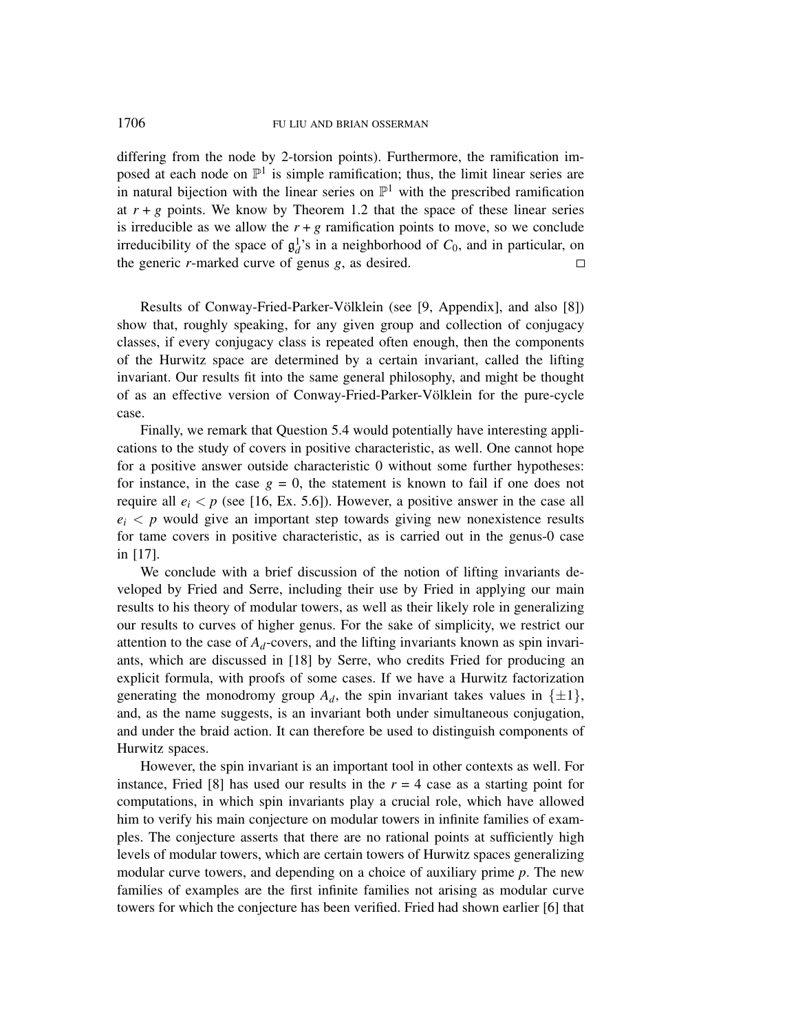differing from the node by 2-torsion points). Furthermore, the ramification imposed at each node on $\mathbb{P}^1$ is simple ramification; thus, the limit linear series are in natural bijection with the linear series on $\mathbb{P}^1$ with the prescribed ramification at $r+g$ points. We know by Theorem 1.2 that the space of these linear series is irreducible as we allow the $r+g$ ramification points to move, so we conclude irreducibility of the space of $\mathfrak{g}^1_d$'s in a neighborhood of $C_0$, and in particular, on the generic $r$-marked curve of genus $g$, as desired. $\square$

Results of Conway-Fried-Parker-Völklein (see [9, Appendix], and also [8]) show that, roughly speaking, for any given group and collection of conjugacy classes, if every conjugacy class is repeated often enough, then the components of the Hurwitz space are determined by a certain invariant, called the lifting invariant. Our results fit into the same general philosophy, and might be thought of as an effective version of Conway-Fried-Parker-Völklein for the pure-cycle case.

Finally, we remark that Question 5.4 would potentially have interesting applications to the study of covers in positive characteristic, as well. One cannot hope for a positive answer outside characteristic 0 without some further hypotheses: for instance, in the case $g = 0$, the statement is known to fail if one does not require all $e_i < p$ (see [16, Ex. 5.6]). However, a positive answer in the case all $e_i < p$ would give an important step towards giving new nonexistence results for tame covers in positive characteristic, as is carried out in the genus-0 case in [17].

We conclude with a brief discussion of the notion of lifting invariants developed by Fried and Serre, including their use by Fried in applying our main results to his theory of modular towers, as well as their likely role in generalizing our results to curves of higher genus. For the sake of simplicity, we restrict our attention to the case of $A_d$-covers, and the lifting invariants known as spin invariants, which are discussed in [18] by Serre, who credits Fried for producing an explicit formula, with proofs of some cases. If we have a Hurwitz factorization generating the monodromy group $A_d$, the spin invariant takes values in $\{\pm 1\}$, and, as the name suggests, is an invariant both under simultaneous conjugation, and under the braid action. It can therefore be used to distinguish components of Hurwitz spaces.

However, the spin invariant is an important tool in other contexts as well. For instance, Fried [8] has used our results in the $r = 4$ case as a starting point for computations, in which spin invariants play a crucial role, which have allowed him to verify his main conjecture on modular towers in infinite families of examples. The conjecture asserts that there are no rational points at sufficiently high levels of modular towers, which are certain towers of Hurwitz spaces generalizing modular curve towers, and depending on a choice of auxiliary prime $p$. The new families of examples are the first infinite families not arising as modular curve towers for which the conjecture has been verified. Fried had shown earlier [6] that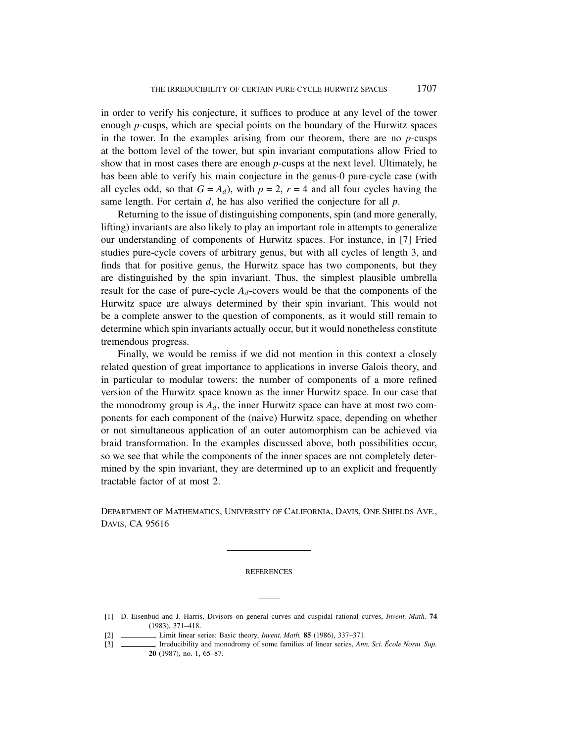in order to verify his conjecture, it suffices to produce at any level of the tower enough $p$-cusps, which are special points on the boundary of the Hurwitz spaces in the tower. In the examples arising from our theorem, there are no $p$-cusps at the bottom level of the tower, but spin invariant computations allow Fried to show that in most cases there are enough $p$-cusps at the next level. Ultimately, he has been able to verify his main conjecture in the genus-0 pure-cycle case (with all cycles odd, so that $G = A_d$), with $p = 2$, $r = 4$ and all four cycles having the same length. For certain $d$, he has also verified the conjecture for all $p$.

Returning to the issue of distinguishing components, spin (and more generally, lifting) invariants are also likely to play an important role in attempts to generalize our understanding of components of Hurwitz spaces. For instance, in [7] Fried studies pure-cycle covers of arbitrary genus, but with all cycles of length 3, and finds that for positive genus, the Hurwitz space has two components, but they are distinguished by the spin invariant. Thus, the simplest plausible umbrella result for the case of pure-cycle $A_d$-covers would be that the components of the Hurwitz space are always determined by their spin invariant. This would not be a complete answer to the question of components, as it would still remain to determine which spin invariants actually occur, but it would nonetheless constitute tremendous progress.

Finally, we would be remiss if we did not mention in this context a closely related question of great importance to applications in inverse Galois theory, and in particular to modular towers: the number of components of a more refined version of the Hurwitz space known as the inner Hurwitz space. In our case that the monodromy group is $A_d$, the inner Hurwitz space can have at most two components for each component of the (naive) Hurwitz space, depending on whether or not simultaneous application of an outer automorphism can be achieved via braid transformation. In the examples discussed above, both possibilities occur, so we see that while the components of the inner spaces are not completely determined by the spin invariant, they are determined up to an explicit and frequently tractable factor of at most 2.

DEPARTMENT OF MATHEMATICS, UNIVERSITY OF CALIFORNIA, DAVIS, ONE SHIELDS AVE., DAVIS, CA 95616

## REFERENCES

[1] D. Eisenbud and J. Harris, Divisors on general curves and cuspidal rational curves, *Invent. Math.* **74** (1983), 371–418.

[2] ________, Limit linear series: Basic theory, *Invent. Math.* **85** (1986), 337–371.

[3] ________, Irreducibility and monodromy of some families of linear series, *Ann. Sci. École Norm. Sup.* **20** (1987), no. 1, 65–87.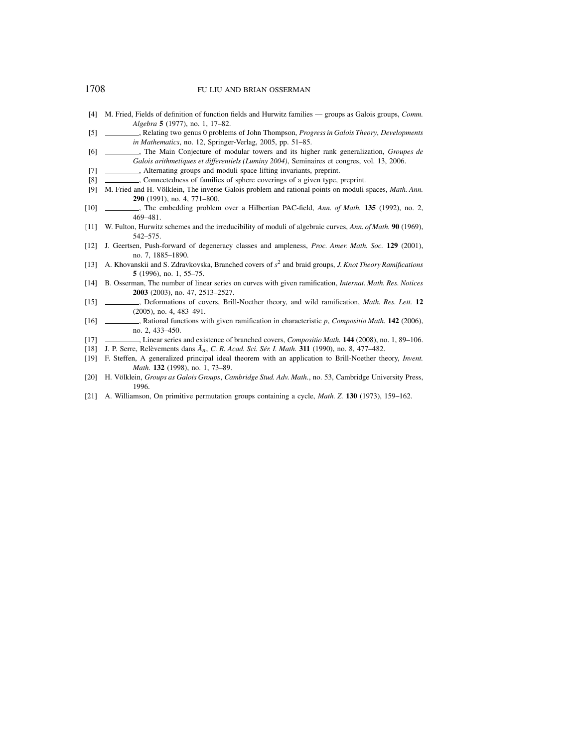[4] M. Fried, Fields of definition of function fields and Hurwitz families — groups as Galois groups, *Comm. Algebra* **5** (1977), no. 1, 17–82.

[5] ________, Relating two genus 0 problems of John Thompson, *Progress in Galois Theory*, *Developments in Mathematics*, no. 12, Springer-Verlag, 2005, pp. 51–85.

[6] ________, The Main Conjecture of modular towers and its higher rank generalization, *Groupes de Galois arithmetiques et differentiels (Luminy 2004)*, Seminaires et congres, vol. 13, 2006.

[7] ________, Alternating groups and moduli space lifting invariants, preprint.

[8] ________, Connectedness of families of sphere coverings of a given type, preprint.

[9] M. Fried and H. Völklein, The inverse Galois problem and rational points on moduli spaces, *Math. Ann.* **290** (1991), no. 4, 771–800.

[10] ________, The embedding problem over a Hilbertian PAC-field, *Ann. of Math.* **135** (1992), no. 2, 469–481.

[11] W. Fulton, Hurwitz schemes and the irreducibility of moduli of algebraic curves, *Ann. of Math.* **90** (1969), 542–575.

[12] J. Geertsen, Push-forward of degeneracy classes and ampleness, *Proc. Amer. Math. Soc.* **129** (2001), no. 7, 1885–1890.

[13] A. Khovanskii and S. Zdravkovska, Branched covers of $s^2$ and braid groups, *J. Knot Theory Ramifications* **5** (1996), no. 1, 55–75.

[14] B. Osserman, The number of linear series on curves with given ramification, *Internat. Math. Res. Notices* **2003** (2003), no. 47, 2513–2527.

[15] ________, Deformations of covers, Brill-Noether theory, and wild ramification, *Math. Res. Lett.* **12** (2005), no. 4, 483–491.

[16] ________, Rational functions with given ramification in characteristic $p$, *Compositio Math.* **142** (2006), no. 2, 433–450.

[17] ________, Linear series and existence of branched covers, *Compositio Math.* **144** (2008), no. 1, 89–106.

[18] J. P. Serre, Relèvements dans $\tilde{A}_n$, *C. R. Acad. Sci. Sér. I. Math.* **311** (1990), no. 8, 477–482.

[19] F. Steffen, A generalized principal ideal theorem with an application to Brill-Noether theory, *Invent. Math.* **132** (1998), no. 1, 73–89.

[20] H. Völklein, *Groups as Galois Groups*, *Cambridge Stud. Adv. Math.*, no. 53, Cambridge University Press, 1996.

[21] A. Williamson, On primitive permutation groups containing a cycle, *Math. Z.* **130** (1973), 159–162.